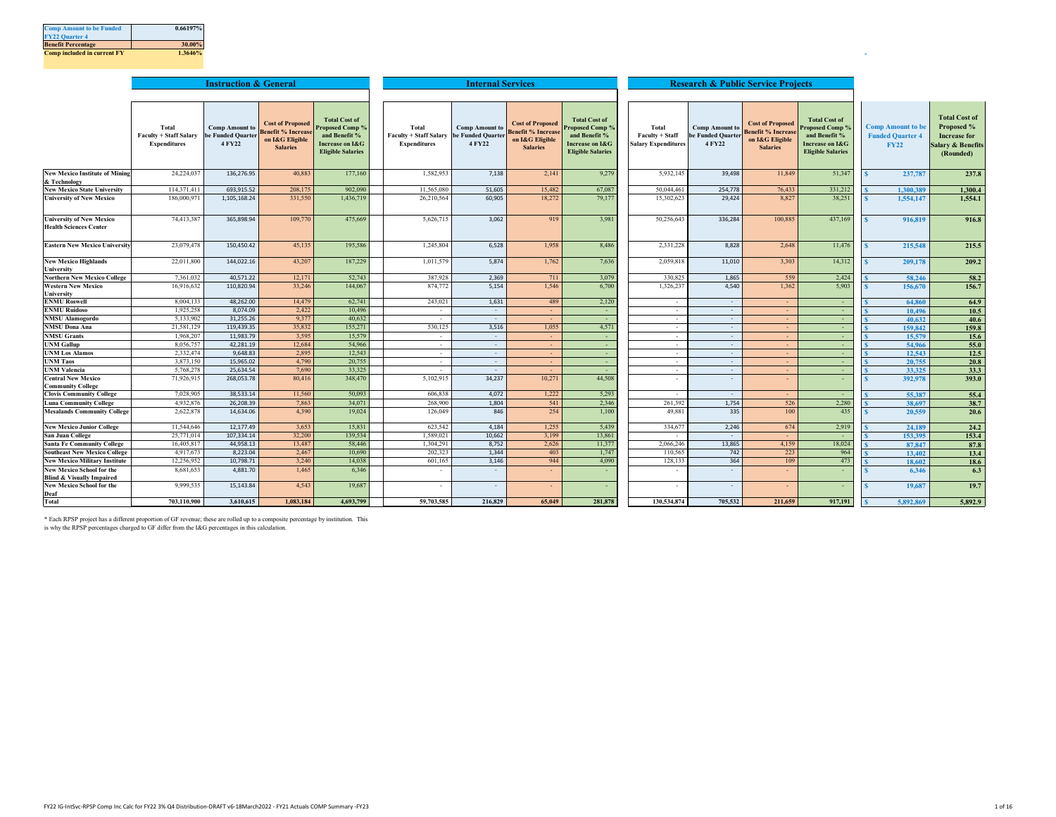| Comp Amount to be Funded FY22 Quarter 4 | 0.66197% |
|---|---|
| Benefit Percentage | 30.00% |
| Comp included in current FY | 1.3646% |

| | Instruction & General | | | | Internal Services | | | | Research & Public Service Projects | | | | | |
|---|---|---|---|---|---|---|---|---|---|---|---|---|---|---|
| | Total Faculty + Staff Salary Expenditures | Comp Amount to be Funded Quarter 4 FY22 | Cost of Proposed Benefit % Increase on I&G Eligible Salaries | Total Cost of Proposed Comp % and Benefit % Increase on I&G Eligible Salaries | Total Faculty + Staff Salary Expenditures | Comp Amount to be Funded Quarter 4 FY22 | Cost of Proposed Benefit % Increase on I&G Eligible Salaries | Total Cost of Proposed Comp % and Benefit % Increase on I&G Eligible Salaries | Total Faculty + Staff Salary Expenditures | Comp Amount to be Funded Quarter 4 FY22 | Cost of Proposed Benefit % Increase on I&G Eligible Salaries | Total Cost of Proposed Comp % and Benefit % Increase on I&G Eligible Salaries | Comp Amount to be Funded Quarter 4 FY22 | Total Cost of Proposed % Increase for Salary & Benefits (Rounded) |
| New Mexico Institute of Mining & Technology | 24,224,037 | 136,276.95 | 40,883 | 177,160 | 1,582,953 | 7,138 | 2,141 | 9,279 | 5,932,145 | 39,498 | 11,849 | 51,347 | $ 237,787 | 237.8 |
| New Mexico State University | 114,371,411 | 693,915.52 | 208,175 | 902,090 | 11,565,080 | 51,605 | 15,482 | 67,087 | 50,044,461 | 254,778 | 76,433 | 331,212 | $ 1,300,389 | 1,300.4 |
| University of New Mexico | 186,000,971 | 1,105,168.24 | 331,550 | 1,436,719 | 26,210,564 | 60,905 | 18,272 | 79,177 | 15,302,623 | 29,424 | 8,827 | 38,251 | $ 1,554,147 | 1,554.1 |
| University of New Mexico Health Sciences Center | 74,413,387 | 365,898.94 | 109,770 | 475,669 | 5,626,715 | 3,062 | 919 | 3,981 | 50,256,643 | 336,284 | 100,885 | 437,169 | $ 916,819 | 916.8 |
| Eastern New Mexico University | 23,079,478 | 150,450.42 | 45,135 | 195,586 | 1,245,804 | 6,528 | 1,958 | 8,486 | 2,331,228 | 8,828 | 2,648 | 11,476 | $ 215,548 | 215.5 |
| New Mexico Highlands University | 22,011,800 | 144,022.16 | 43,207 | 187,229 | 1,011,579 | 5,874 | 1,762 | 7,636 | 2,059,818 | 11,010 | 3,303 | 14,312 | $ 209,178 | 209.2 |
| Northern New Mexico College | 7,361,032 | 40,571.22 | 12,171 | 52,743 | 387,928 | 2,369 | 711 | 3,079 | 330,825 | 1,865 | 559 | 2,424 | $ 58,246 | 58.2 |
| Western New Mexico University | 16,916,632 | 110,820.94 | 33,246 | 144,067 | 874,772 | 5,154 | 1,546 | 6,700 | 1,326,237 | 4,540 | 1,362 | 5,903 | $ 156,670 | 156.7 |
| ENMU Roswell | 8,004,133 | 48,262.00 | 14,479 | 62,741 | 243,021 | 1,631 | 489 | 2,120 | - | - | - | - | $ 64,860 | 64.9 |
| ENMU Ruidoso | 1,925,258 | 8,074.09 | 2,422 | 10,496 | - | - | - | - | - | - | - | - | $ 10,496 | 10.5 |
| NMSU Alamogordo | 5,133,902 | 31,255.26 | 9,377 | 40,632 | - | - | - | - | - | - | - | - | $ 40,632 | 40.6 |
| NMSU Dona Ana | 21,581,129 | 119,439.35 | 35,832 | 155,271 | 530,125 | 3,516 | 1,055 | 4,571 | - | - | - | - | $ 159,842 | 159.8 |
| NMSU Grants | 1,968,207 | 11,983.79 | 3,595 | 15,579 | - | - | - | - | - | - | - | - | $ 15,579 | 15.6 |
| UNM Gallup | 8,056,757 | 42,281.19 | 12,684 | 54,966 | - | - | - | - | - | - | - | - | $ 54,966 | 55.0 |
| UNM Los Alamos | 2,332,474 | 9,648.83 | 2,895 | 12,543 | - | - | - | - | - | - | - | - | $ 12,543 | 12.5 |
| UNM Taos | 3,873,150 | 15,965.02 | 4,790 | 20,755 | - | - | - | - | - | - | - | - | $ 20,755 | 20.8 |
| UNM Valencia | 5,768,278 | 25,634.54 | 7,690 | 33,325 | - | - | - | - | - | - | - | - | $ 33,325 | 33.3 |
| Central New Mexico Community College | 71,926,915 | 268,053.78 | 80,416 | 348,470 | 5,102,915 | 34,237 | 10,271 | 44,508 | - | - | - | - | $ 392,978 | 393.0 |
| Clovis Community College | 7,028,905 | 38,533.14 | 11,560 | 50,093 | 606,838 | 4,072 | 1,222 | 5,293 | - | - | - | - | $ 55,387 | 55.4 |
| Luna Community College | 4,932,876 | 26,208.39 | 7,863 | 34,071 | 268,900 | 1,804 | 541 | 2,346 | 261,392 | 1,754 | 526 | 2,280 | $ 38,697 | 38.7 |
| Mesalands Community College | 2,622,878 | 14,634.06 | 4,390 | 19,024 | 126,049 | 846 | 254 | 1,100 | 49,881 | 335 | 100 | 435 | $ 20,559 | 20.6 |
| New Mexico Junior College | 11,544,646 | 12,177.49 | 3,653 | 15,831 | 623,542 | 4,184 | 1,255 | 5,439 | 334,677 | 2,246 | 674 | 2,919 | $ 24,189 | 24.2 |
| San Juan College | 25,771,014 | 107,334.14 | 32,200 | 139,534 | 1,589,021 | 10,662 | 3,199 | 13,861 | - | - | - | - | $ 153,395 | 153.4 |
| Santa Fe Community College | 16,405,817 | 44,958.13 | 13,487 | 58,446 | 1,304,291 | 8,752 | 2,626 | 11,377 | 2,066,246 | 13,865 | 4,159 | 18,024 | $ 87,847 | 87.8 |
| Southeast New Mexico College | 4,917,673 | 8,223.04 | 2,467 | 10,690 | 202,323 | 1,344 | 403 | 1,747 | 110,565 | 742 | 223 | 964 | $ 13,402 | 13.4 |
| New Mexico Military Institute | 12,256,952 | 10,798.71 | 3,240 | 14,038 | 601,165 | 3,146 | 944 | 4,090 | 128,133 | 364 | 109 | 473 | $ 18,602 | 18.6 |
| New Mexico School for the Blind & Visually Impaired | 8,681,653 | 4,881.70 | 1,465 | 6,346 | - | - | - | - | - | - | - | - | $ 6,346 | 6.3 |
| New Mexico School for the Deaf | 9,999,535 | 15,143.84 | 4,543 | 19,687 | - | - | - | - | - | - | - | - | $ 19,687 | 19.7 |
| **Total** | **703,110,900** | **3,610,615** | **1,083,184** | **4,693,799** | **59,703,585** | **216,829** | **65,049** | **281,878** | **130,534,874** | **705,532** | **211,659** | **917,191** | **$ 5,892,869** | **5,892.9** |

* Each RPSP project has a different proportion of GF revenue; these are rolled up to a composite percentage by institution. This is why the RPSP percentages charged to GF differ from the I&G percentages in this calculation.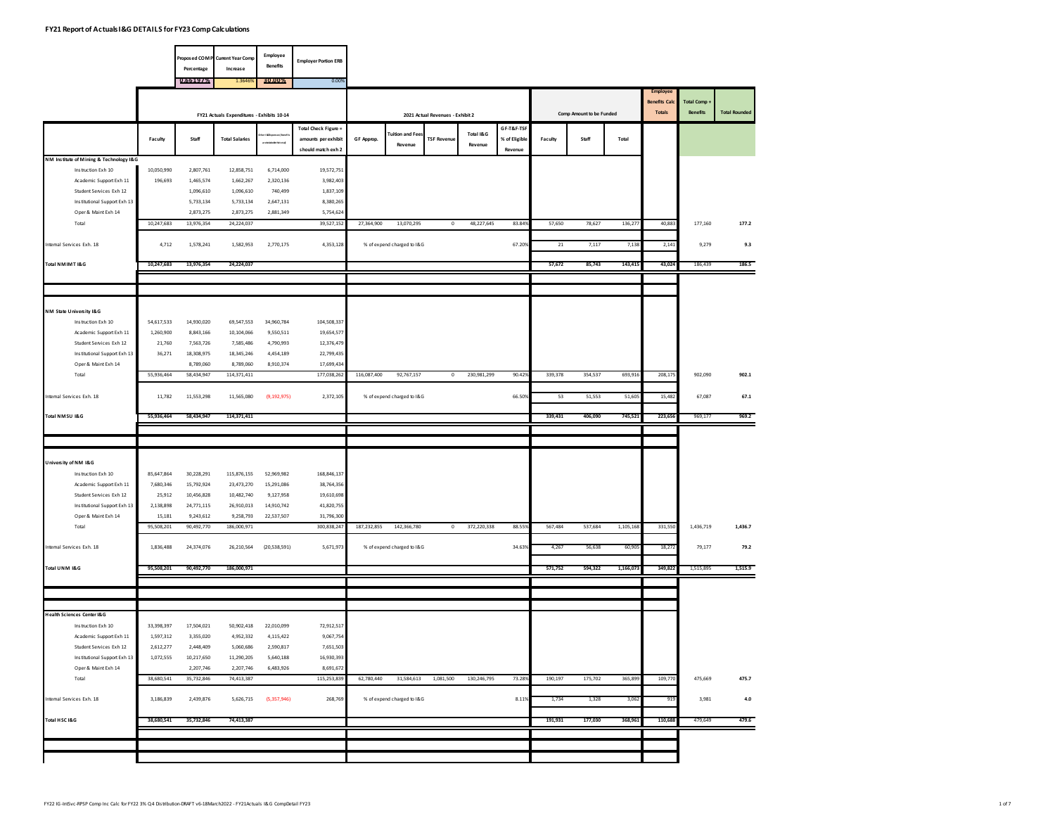# FY21 Report of Actuals I&G DETAILS for FY23 Comp Calculations

| Proposed COMP Percentage | Current Year Comp Increase | Employee Benefits | Employer Portion ERB |
|---|---|---|---|
| 0.6519% | 1.3646% | 30.00% | 0.00% |

| | FY21 Actuals Expenditures - Exhibits 10-14 | | | | | 2021 Actual Revenues - Exhibit 2 | | | | | Comp Amount to be Funded | | | Employee Benefits Calc Totals | Total Comp + Benefits | Total Rounded |
|---|---|---|---|---|---|---|---|---|---|---|---|---|---|---|---|---|
| | Faculty | Staff | Total Salaries | Other I&G Expenses (Benefits are Included Here too) | Total Check Figure = amounts per exhibit should match exh 2 | GF Approp. | Tuition and Fees Revenue | TSF Revenue | Total I&G Revenue | GF-T&F-TSF % of Eligible Revenue | Faculty | Staff | Total | | | |
| **NM Institute of Mining & Technology I&G** | | | | | | | | | | | | | | | | |
| Instruction Exh 10 | 10,050,990 | 2,807,761 | 12,858,751 | 6,714,000 | 19,572,751 | | | | | | | | | | | |
| Academic Support Exh 11 | 196,693 | 1,465,574 | 1,662,267 | 2,320,136 | 3,982,403 | | | | | | | | | | | |
| Student Services Exh 12 | | 1,096,610 | 1,096,610 | 740,499 | 1,837,109 | | | | | | | | | | | |
| Institutional Support Exh 13 | | 5,733,134 | 5,733,134 | 2,647,131 | 8,380,265 | | | | | | | | | | | |
| Oper & Maint Exh 14 | | 2,873,275 | 2,873,275 | 2,881,349 | 5,754,624 | | | | | | | | | | | |
| Total | 10,247,683 | 13,976,354 | 24,224,037 | | 39,527,152 | 27,364,900 | 13,070,295 | 0 | 48,227,645 | 83.84% | 57,650 | 78,627 | 136,277 | 40,883 | 177,160 | 177.2 |
| Internal Services Exh. 18 | 4,712 | 1,578,241 | 1,582,953 | 2,770,175 | 4,353,128 | % of expend charged to I&G | | | | 67.20% | 21 | 7,117 | 7,138 | 2,141 | 9,279 | 9.3 |
| **Total NMIMT I&G** | **10,247,683** | **13,976,354** | **24,224,037** | | | | | | | | **57,672** | **85,743** | **143,415** | **43,024** | 186,439 | **186.5** |
| **NM State University I&G** | | | | | | | | | | | | | | | | |
| Instruction Exh 10 | 54,617,533 | 14,930,020 | 69,547,553 | 34,960,784 | 104,508,337 | | | | | | | | | | | |
| Academic Support Exh 11 | 1,260,900 | 8,843,166 | 10,104,066 | 9,550,511 | 19,654,577 | | | | | | | | | | | |
| Student Services Exh 12 | 21,760 | 7,563,726 | 7,585,486 | 4,790,993 | 12,376,479 | | | | | | | | | | | |
| Institutional Support Exh 13 | 36,271 | 18,308,975 | 18,345,246 | 4,454,189 | 22,799,435 | | | | | | | | | | | |
| Oper & Maint Exh 14 | | 8,789,060 | 8,789,060 | 8,910,374 | 17,699,434 | | | | | | | | | | | |
| Total | 55,936,464 | 58,434,947 | 114,371,411 | | 177,038,262 | 116,087,400 | 92,767,157 | 0 | 230,981,299 | 90.42% | 339,378 | 354,537 | 693,916 | 208,175 | 902,090 | 902.1 |
| Internal Services Exh. 18 | 11,782 | 11,553,298 | 11,565,080 | (9,192,975) | 2,372,105 | % of expend charged to I&G | | | | 66.50% | 53 | 51,553 | 51,605 | 15,482 | 67,087 | 67.1 |
| **Total NMSU I&G** | **55,936,464** | **58,434,947** | **114,371,411** | | | | | | | | **339,431** | **406,090** | **745,521** | **223,656** | 969,177 | **969.2** |
| **University of NM I&G** | | | | | | | | | | | | | | | | |
| Instruction Exh 10 | 85,647,864 | 30,228,291 | 115,876,155 | 52,969,982 | 168,846,137 | | | | | | | | | | | |
| Academic Support Exh 11 | 7,680,346 | 15,792,924 | 23,473,270 | 15,291,086 | 38,764,356 | | | | | | | | | | | |
| Student Services Exh 12 | 25,912 | 10,456,828 | 10,482,740 | 9,127,958 | 19,610,698 | | | | | | | | | | | |
| Institutional Support Exh 13 | 2,138,898 | 24,771,115 | 26,910,013 | 14,910,742 | 41,820,755 | | | | | | | | | | | |
| Oper & Maint Exh 14 | 15,181 | 9,243,612 | 9,258,793 | 22,537,507 | 31,796,300 | | | | | | | | | | | |
| Total | 95,508,201 | 90,492,770 | 186,000,971 | | 300,838,247 | 187,232,855 | 142,366,780 | 0 | 372,220,338 | 88.55% | 567,484 | 537,684 | 1,105,168 | 331,550 | 1,436,719 | 1,436.7 |
| Internal Services Exh. 18 | 1,836,488 | 24,374,076 | 26,210,564 | (20,538,591) | 5,671,973 | % of expend charged to I&G | | | | 34.63% | 4,267 | 56,638 | 60,905 | 18,272 | 79,177 | 79.2 |
| **Total UNM I&G** | **95,508,201** | **90,492,770** | **186,000,971** | | | | | | | | **571,752** | **594,322** | **1,166,073** | **349,822** | 1,515,895 | **1,515.9** |
| **Health Sciences Center I&G** | | | | | | | | | | | | | | | | |
| Instruction Exh 10 | 33,398,397 | 17,504,021 | 50,902,418 | 22,010,099 | 72,912,517 | | | | | | | | | | | |
| Academic Support Exh 11 | 1,597,312 | 3,355,020 | 4,952,332 | 4,115,422 | 9,067,754 | | | | | | | | | | | |
| Student Services Exh 12 | 2,612,277 | 2,448,409 | 5,060,686 | 2,590,817 | 7,651,503 | | | | | | | | | | | |
| Institutional Support Exh 13 | 1,072,555 | 10,217,650 | 11,290,205 | 5,640,188 | 16,930,393 | | | | | | | | | | | |
| Oper & Maint Exh 14 | | 2,207,746 | 2,207,746 | 6,483,926 | 8,691,672 | | | | | | | | | | | |
| Total | 38,680,541 | 35,732,846 | 74,413,387 | | 115,253,839 | 62,780,440 | 31,584,613 | 1,081,500 | 130,246,795 | 73.28% | 190,197 | 175,702 | 365,899 | 109,770 | 475,669 | 475.7 |
| Internal Services Exh. 18 | 3,186,839 | 2,439,876 | 5,626,715 | (5,357,946) | 268,769 | % of expend charged to I&G | | | | 8.11% | 1,734 | 1,328 | 3,062 | 919 | 3,981 | 4.0 |
| **Total HSC I&G** | **38,680,541** | **35,732,846** | **74,413,387** | | | | | | | | **191,931** | **177,030** | **368,961** | **110,688** | 479,649 | **479.6** |

FY22 IG-IntSvc-RPSP Comp Inc Calc for FY22 3% Q4 Distribution-DRAFT v6-18March2022 - FY21Actuals I&G CompDetail FY23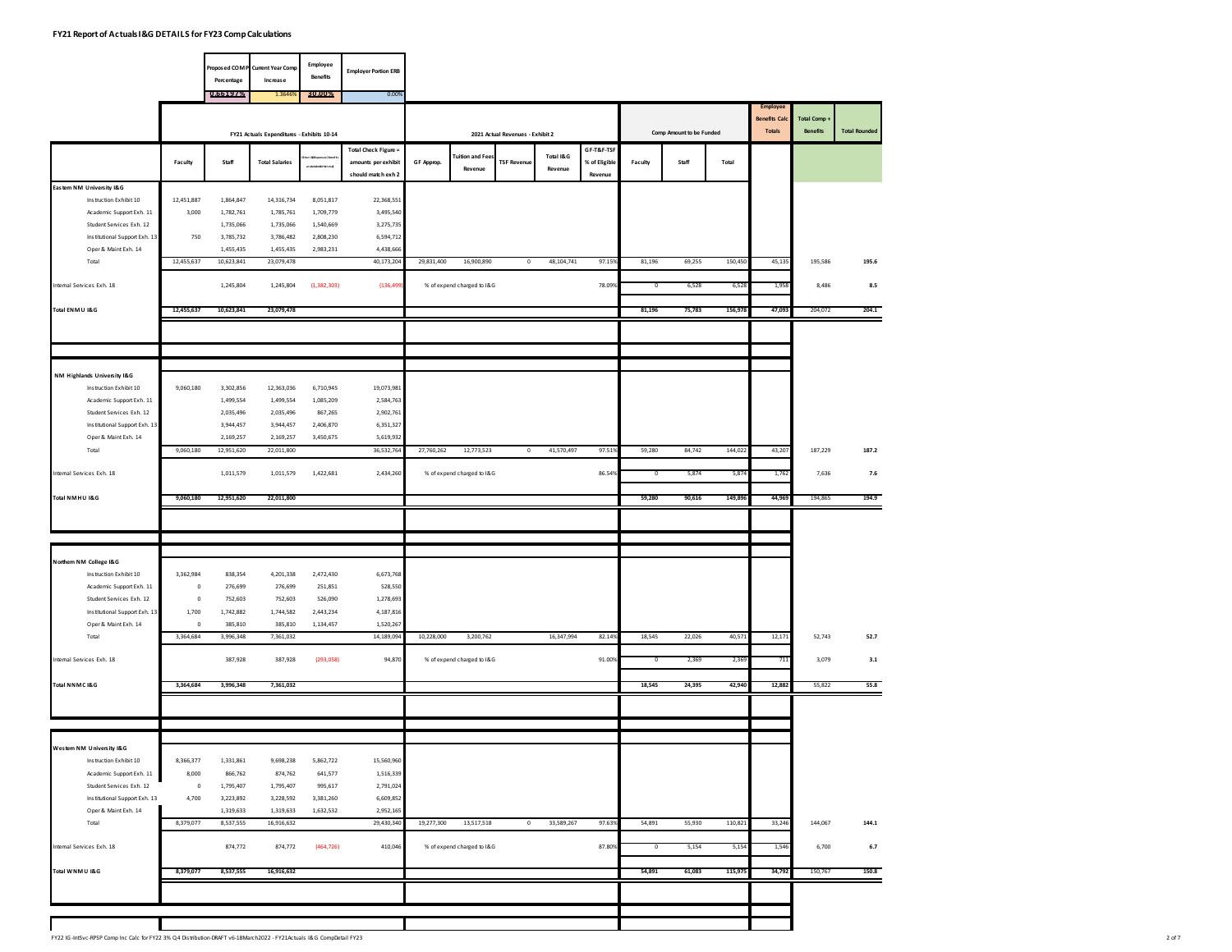# FY21 Report of Actuals I&G DETAILS for FY23 Comp Calculations

| Proposed COMP Percentage | Current Year Comp Increase | Employee Benefits | Employer Portion ERB |
|---|---|---|---|
| 0.6519% | 1.3646% | 30.00% | 0.00% |

| | FY21 Actuals Expenditures - Exhibits 10-14 | | | | | 2021 Actual Revenues - Exhibit 2 | | | | | Comp Amount to be Funded | | | Employee Benefits Calc Totals | Total Comp + Benefits | Total Rounded |
|---|---|---|---|---|---|---|---|---|---|---|---|---|---|---|---|---|
| | Faculty | Staff | Total Salaries | Other I&G Expenses (Benefits are included in this total) | Total Check Figure = amounts per exhibit should match exh 2 | GF Approp. | Tuition and Fees Revenue | TSF Revenue | Total I&G Revenue | GF-T&F-TSF % of Eligible Revenue | Faculty | Staff | Total | | | |
| **Eastern NM University I&G** | | | | | | | | | | | | | | | | |
| Instruction Exhibit 10 | 12,451,887 | 1,864,847 | 14,316,734 | 8,051,817 | 22,368,551 | | | | | | | | | | | |
| Academic Support Exh. 11 | 3,000 | 1,782,761 | 1,785,761 | 1,709,779 | 3,495,540 | | | | | | | | | | | |
| Student Services Exh. 12 | | 1,735,066 | 1,735,066 | 1,540,669 | 3,275,735 | | | | | | | | | | | |
| Institutional Support Exh. 13 | 750 | 3,785,732 | 3,786,482 | 2,808,230 | 6,594,712 | | | | | | | | | | | |
| Oper & Maint Exh. 14 | | 1,455,435 | 1,455,435 | 2,983,231 | 4,438,666 | | | | | | | | | | | |
| Total | 12,455,637 | 10,623,841 | 23,079,478 | | 40,173,204 | 29,831,400 | 16,900,890 | 0 | 48,104,741 | 97.15% | 81,196 | 69,255 | 150,450 | 45,135 | 195,586 | 195.6 |
| Internal Services Exh. 18 | | 1,245,804 | 1,245,804 | (1,382,303) | (136,499) | % of expend charged to I&G | | | | 78.09% | 0 | 6,528 | 6,528 | 1,958 | 8,486 | 8.5 |
| **Total ENMU I&G** | **12,455,637** | **10,623,841** | **23,079,478** | | | | | | | | **81,196** | **75,783** | **156,978** | **47,093** | 204,072 | **204.1** |
| **NM Highlands University I&G** | | | | | | | | | | | | | | | | |
| Instruction Exhibit 10 | 9,060,180 | 3,302,856 | 12,363,036 | 6,710,945 | 19,073,981 | | | | | | | | | | | |
| Academic Support Exh. 11 | | 1,499,554 | 1,499,554 | 1,085,209 | 2,584,763 | | | | | | | | | | | |
| Student Services Exh. 12 | | 2,035,496 | 2,035,496 | 867,265 | 2,902,761 | | | | | | | | | | | |
| Institutional Support Exh. 13 | | 3,944,457 | 3,944,457 | 2,406,870 | 6,351,327 | | | | | | | | | | | |
| Oper & Maint Exh. 14 | | 2,169,257 | 2,169,257 | 3,450,675 | 5,619,932 | | | | | | | | | | | |
| Total | 9,060,180 | 12,951,620 | 22,011,800 | | 36,532,764 | 27,760,262 | 12,773,523 | 0 | 41,570,497 | 97.51% | 59,280 | 84,742 | 144,022 | 43,207 | 187,229 | 187.2 |
| Internal Services Exh. 18 | | 1,011,579 | 1,011,579 | 1,422,681 | 2,434,260 | % of expend charged to I&G | | | | 86.54% | 0 | 5,874 | 5,874 | 1,762 | 7,636 | 7.6 |
| **Total NMHU I&G** | **9,060,180** | **12,951,620** | **22,011,800** | | | | | | | | **59,280** | **90,616** | **149,896** | **44,969** | 194,865 | **194.9** |
| **Northern NM College I&G** | | | | | | | | | | | | | | | | |
| Instruction Exhibit 10 | 3,362,984 | 838,354 | 4,201,338 | 2,472,430 | 6,673,768 | | | | | | | | | | | |
| Academic Support Exh. 11 | 0 | 276,699 | 276,699 | 251,851 | 528,550 | | | | | | | | | | | |
| Student Services Exh. 12 | 0 | 752,603 | 752,603 | 526,090 | 1,278,693 | | | | | | | | | | | |
| Institutional Support Exh. 13 | 1,700 | 1,742,882 | 1,744,582 | 2,443,234 | 4,187,816 | | | | | | | | | | | |
| Oper & Maint Exh. 14 | 0 | 385,810 | 385,810 | 1,134,457 | 1,520,267 | | | | | | | | | | | |
| Total | 3,364,684 | 3,996,348 | 7,361,032 | | 14,189,094 | 10,228,000 | 3,200,762 | | 16,347,994 | 82.14% | 18,545 | 22,026 | 40,571 | 12,171 | 52,743 | 52.7 |
| Internal Services Exh. 18 | | 387,928 | 387,928 | (293,058) | 94,870 | % of expend charged to I&G | | | | 91.00% | 0 | 2,369 | 2,369 | 711 | 3,079 | 3.1 |
| **Total NNMC I&G** | **3,364,684** | **3,996,348** | **7,361,032** | | | | | | | | **18,545** | **24,395** | **42,940** | **12,882** | 55,822 | **55.8** |
| **Western NM University I&G** | | | | | | | | | | | | | | | | |
| Instruction Exhibit 10 | 8,366,377 | 1,331,861 | 9,698,238 | 5,862,722 | 15,560,960 | | | | | | | | | | | |
| Academic Support Exh. 11 | 8,000 | 866,762 | 874,762 | 641,577 | 1,516,339 | | | | | | | | | | | |
| Student Services Exh. 12 | 0 | 1,795,407 | 1,795,407 | 995,617 | 2,791,024 | | | | | | | | | | | |
| Institutional Support Exh. 13 | 4,700 | 3,223,892 | 3,228,592 | 3,381,260 | 6,609,852 | | | | | | | | | | | |
| Oper & Maint Exh. 14 | | 1,319,633 | 1,319,633 | 1,632,532 | 2,952,165 | | | | | | | | | | | |
| Total | 8,379,077 | 8,537,555 | 16,916,632 | | 29,430,340 | 19,277,300 | 13,517,518 | 0 | 33,589,267 | 97.63% | 54,891 | 55,930 | 110,821 | 33,246 | 144,067 | 144.1 |
| Internal Services Exh. 18 | | 874,772 | 874,772 | (464,726) | 410,046 | % of expend charged to I&G | | | | 87.80% | 0 | 5,154 | 5,154 | 1,546 | 6,700 | 6.7 |
| **Total WNMU I&G** | **8,379,077** | **8,537,555** | **16,916,632** | | | | | | | | **54,891** | **61,083** | **115,975** | **34,792** | 150,767 | **150.8** |

FY22 IG-IntSvc-RPSP Comp Inc Calc for FY22 3% Q4 Distribution-DRAFT v6-18March2022 - FY21Actuals I&G CompDetail FY23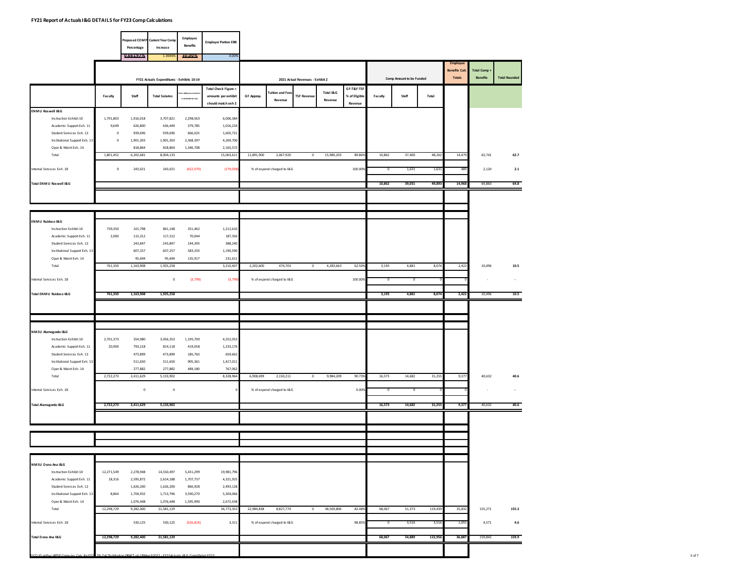# FY21 Report of Actuals I&G DETAILS for FY23 Comp Calculations

| Proposed COMP Percentage | Current Year Comp Increase | Employee Benefits | Employer Portion ERB |
|---|---|---|---|
| 0.6519% | 1.3646% | 30.00% | 0.00% |

| | FY21 Actuals Expenditures - Exhibits 10-14 | | | | | 2021 Actual Revenues - Exhibit 2 | | | | | Comp Amount to be Funded | | | Employee Benefits Calc Totals | Total Comp + Benefits | Total Rounded |
|---|---|---|---|---|---|---|---|---|---|---|---|---|---|---|---|---|
| | Faculty | Staff | Total Salaries | Other I&G Expenses (Benefits are Included in this total) | Total Check Figure = amounts per exhibit should match exh 2 | GF Approp. | Tuition and Fees Revenue | TSF Revenue | Total I&G Revenue | GF-T&F-TSF % of Eligible Revenue | Faculty | Staff | Total | | | |
| **ENMU Roswell I&G** | | | | | | | | | | | | | | | | |
| Instruction Exhibit 10 | 1,791,803 | 1,916,018 | 3,707,821 | 2,298,563 | 6,006,384 | | | | | | | | | | | |
| Academic Support Exh. 11 | 9,649 | 626,800 | 636,449 | 379,785 | 1,016,234 | | | | | | | | | | | |
| Student Services Exh. 12 | 0 | 939,696 | 939,696 | 666,025 | 1,605,721 | | | | | | | | | | | |
| Institutional Support Exh. 13 | 0 | 1,901,303 | 1,901,303 | 2,368,397 | 4,269,700 | | | | | | | | | | | |
| Oper & Maint Exh. 14 | | 818,864 | 818,864 | 1,346,708 | 2,165,572 | | | | | | | | | | | |
| Total | 1,801,452 | 6,202,681 | 8,004,133 | | 15,063,611 | 11,891,900 | 2,467,920 | 0 | 15,980,203 | 89.86% | 10,862 | 37,400 | 48,262 | 14,479 | 62,741 | 62.7 |
| Internal Services Exh. 18 | 0 | 243,021 | 243,021 | (422,079) | (179,058) | % of expend charged to I&G | | | | 100.00% | 0 | 1,631 | 1,631 | 489 | 2,120 | 2.1 |
| **Total ENMU Roswell I&G** | | | | | | | | | | | 10,862 | 39,031 | 49,893 | 14,968 | 64,860 | 64.8 |
| **ENMU Ruidoso I&G** | | | | | | | | | | | | | | | | |
| Instruction Exhibit 10 | 759,350 | 101,798 | 861,148 | 351,462 | 1,212,610 | | | | | | | | | | | |
| Academic Support Exh. 11 | 2,000 | 115,312 | 117,312 | 70,044 | 187,356 | | | | | | | | | | | |
| Student Services Exh. 12 | | 243,847 | 243,847 | 144,393 | 388,240 | | | | | | | | | | | |
| Institutional Support Exh. 13 | | 607,257 | 607,257 | 583,333 | 1,190,590 | | | | | | | | | | | |
| Oper & Maint Exh. 14 | | 95,694 | 95,694 | 135,917 | 231,611 | | | | | | | | | | | |
| Total | 761,350 | 1,163,908 | 1,925,258 | | 3,210,407 | 2,202,600 | 474,703 | 0 | 4,283,663 | 62.50% | 3,193 | 4,881 | 8,074 | 2,422 | 10,496 | 10.5 |
| Internal Services Exh. 18 | | | 0 | (3,799) | (3,799) | % of expend charged to I&G | | | | 100.00% | 0 | 0 | 0 | 0 | - | - |
| **Total ENMU Ruidoso I&G** | 761,350 | 1,163,908 | 1,925,258 | | | | | | | | 3,193 | 4,881 | 8,074 | 2,422 | 10,496 | 10.5 |
| **NMSU Alamogordo I&G** | | | | | | | | | | | | | | | | |
| Instruction Exhibit 10 | 2,701,373 | 354,980 | 3,056,353 | 1,195,700 | 4,252,053 | | | | | | | | | | | |
| Academic Support Exh. 11 | 20,900 | 793,218 | 814,118 | 419,058 | 1,233,176 | | | | | | | | | | | |
| Student Services Exh. 12 | | 473,899 | 473,899 | 185,763 | 659,662 | | | | | | | | | | | |
| Institutional Support Exh. 13 | | 511,650 | 511,650 | 905,361 | 1,417,011 | | | | | | | | | | | |
| Oper & Maint Exh. 14 | | 277,882 | 277,882 | 489,180 | 767,062 | | | | | | | | | | | |
| Total | 2,722,273 | 2,411,629 | 5,133,902 | | 8,328,964 | 6,908,699 | 2,150,211 | 0 | 9,984,209 | 90.73% | 16,573 | 14,682 | 31,255 | 9,377 | 40,632 | 40.6 |
| Internal Services Exh. 18 | | 0 | 0 | | 0 | % of expend charged to I&G | | | | 0.00% | 0 | 0 | 0 | 0 | - | - |
| **Total Alamogordo I&G** | 2,722,273 | 2,411,629 | 5,133,902 | | | | | | | | 16,573 | 14,682 | 31,255 | 9,377 | 40,632 | 40.6 |
| **NMSU Dona Ana I&G** | | | | | | | | | | | | | | | | |
| Instruction Exhibit 10 | 12,271,549 | 2,278,948 | 14,550,497 | 5,431,299 | 19,981,796 | | | | | | | | | | | |
| Academic Support Exh. 11 | 18,316 | 2,595,872 | 2,614,188 | 1,707,737 | 4,321,925 | | | | | | | | | | | |
| Student Services Exh. 12 | | 1,626,200 | 1,626,200 | 866,928 | 2,493,128 | | | | | | | | | | | |
| Institutional Support Exh. 13 | 8,864 | 1,704,932 | 1,713,796 | 3,590,270 | 5,304,066 | | | | | | | | | | | |
| Oper & Maint Exh. 14 | | 1,076,448 | 1,076,448 | 1,595,990 | 2,672,438 | | | | | | | | | | | |
| Total | 12,298,729 | 9,282,400 | 21,581,129 | | 34,773,353 | 22,984,838 | 8,827,774 | 0 | 38,569,806 | 82.48% | 68,067 | 51,373 | 119,439 | 35,832 | 155,271 | 155.3 |
| Internal Services Exh. 18 | | 530,125 | 530,125 | (526,814) | 3,311 | % of expend charged to I&G | | | | 98.85% | 0 | 3,516 | 3,516 | 1,055 | 4,571 | 4.6 |
| **Total Dona Ana I&G** | 12,298,729 | 9,282,400 | 21,581,129 | | | | | | | | 68,067 | 54,889 | 122,956 | 36,887 | 159,842 | 159.9 |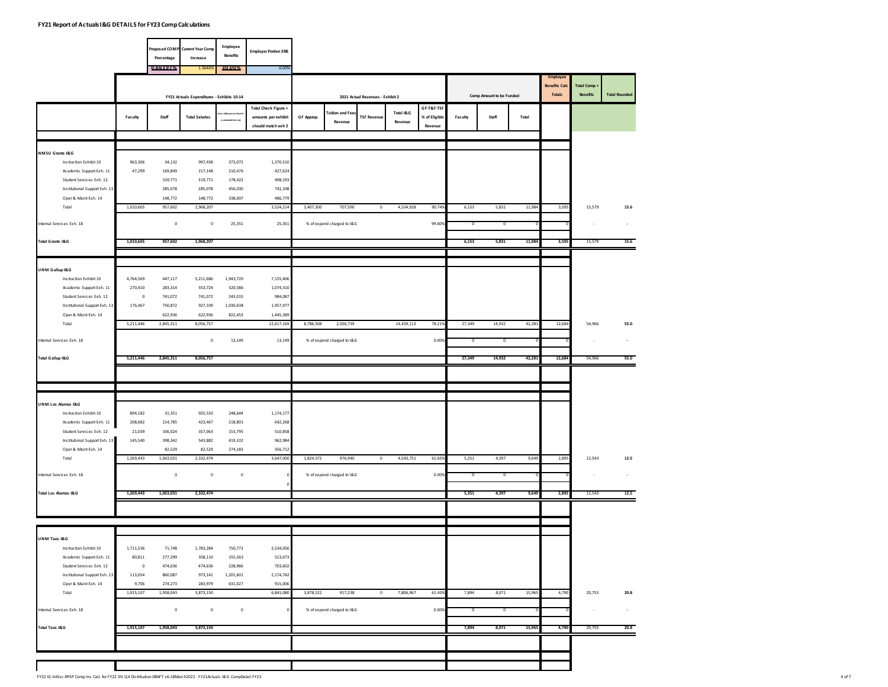# FY21 Report of Actuals I&G DETAILS for FY23 Comp Calculations

| Proposed COMP Percentage | Current Year Comp Increase | Employee Benefits | Employer Portion ERB |
|---|---|---|---|
| 0.6519% | 1.3646% | 30.00% | 0.00% |

| | FY21 Actuals Expenditures - Exhibits 10-14 | | | | | 2021 Actual Revenues - Exhibit 2 | | | | | Comp Amount to be Funded | | | Employee Benefits Calc Totals | Total Comp + Benefits | Total Rounded |
|---|---|---|---|---|---|---|---|---|---|---|---|---|---|---|---|---|
| | Faculty | Staff | Total Salaries | Other I&G Expenses (Benefits are included in this col) | Total Check Figure = amounts per exhibit should match exh 2 | GF Approp. | Tuition and Fees Revenue | TSF Revenue | Total I&G Revenue | GF-T&F-TSF % of Eligible Revenue | Faculty | Staff | Total | | | |
| **NMSU Grants I&G** | | | | | | | | | | | | | | | | |
| Instruction Exhibit 10 | 963,306 | 34,132 | 997,438 | 373,072 | 1,370,510 | | | | | | | | | | | |
| Academic Support Exh. 11 | 47,299 | 169,849 | 217,148 | 210,476 | 427,624 | | | | | | | | | | | |
| Student Services Exh. 12 | | 319,771 | 319,771 | 178,422 | 498,193 | | | | | | | | | | | |
| Institutional Support Exh. 13 | | 285,078 | 285,078 | 456,030 | 741,108 | | | | | | | | | | | |
| Oper & Maint Exh. 14 | | 148,772 | 148,772 | 338,007 | 486,779 | | | | | | | | | | | |
| Total | 1,010,605 | 957,602 | 1,968,207 | | 3,524,214 | 3,407,300 | 707,590 | 0 | 4,534,928 | 90.74% | 6,153 | 5,831 | 11,984 | 3,595 | 15,579 | 15.6 |
| Internal Services Exh. 18 | | 0 | 0 | 25,351 | 25,351 | % of expend charged to I&G | | | | 99.60% | 0 | 0 | 0 | 0 | - | - |
| **Total Grants I&G** | **1,010,605** | **957,602** | **1,968,207** | | | | | | | | **6,153** | **5,831** | **11,984** | **3,595** | 15,579 | **15.6** |
| **UNM Gallup I&G** | | | | | | | | | | | | | | | | |
| Instruction Exhibit 10 | 4,764,569 | 447,117 | 5,211,686 | 1,943,720 | 7,155,406 | | | | | | | | | | | |
| Academic Support Exh. 11 | 270,410 | 283,314 | 553,724 | 520,586 | 1,074,310 | | | | | | | | | | | |
| Student Services Exh. 12 | 0 | 741,072 | 741,072 | 243,015 | 984,087 | | | | | | | | | | | |
| Institutional Support Exh. 13 | 176,467 | 750,872 | 927,339 | 1,030,638 | 1,957,977 | | | | | | | | | | | |
| Oper & Maint Exh. 14 | | 622,936 | 622,936 | 822,453 | 1,445,389 | | | | | | | | | | | |
| Total | 5,211,446 | 2,845,311 | 8,056,757 | | 12,617,169 | 8,786,508 | 2,506,739 | | 14,439,113 | 78.21% | 27,349 | 14,932 | 42,281 | 12,684 | 54,966 | 55.0 |
| Internal Services Exh. 18 | | | 0 | 13,149 | 13,149 | % of expend charged to I&G | | | | 0.00% | 0 | 0 | 0 | 0 | - | - |
| **Total Gallup I&G** | **5,211,446** | **2,845,311** | **8,056,757** | | | | | | | | **27,349** | **14,932** | **42,281** | **12,684** | 54,966 | **55.0** |
| **UNM Los Alamos I&G** | | | | | | | | | | | | | | | | |
| Instruction Exhibit 10 | 894,182 | 31,351 | 925,533 | 248,644 | 1,174,177 | | | | | | | | | | | |
| Academic Support Exh. 11 | 208,682 | 214,785 | 423,467 | 218,801 | 642,268 | | | | | | | | | | | |
| Student Services Exh. 12 | 21,039 | 336,024 | 357,063 | 153,795 | 510,858 | | | | | | | | | | | |
| Institutional Support Exh. 13 | 145,540 | 398,342 | 543,882 | 419,102 | 962,984 | | | | | | | | | | | |
| Oper & Maint Exh. 14 | | 82,529 | 82,529 | 274,183 | 356,712 | | | | | | | | | | | |
| Total | 1,269,443 | 1,063,031 | 2,332,474 | | 3,647,000 | 1,824,372 | 976,940 | 0 | 4,543,751 | 61.65% | 5,251 | 4,397 | 9,649 | 2,895 | 12,543 | 12.5 |
| Internal Services Exh. 18 | | 0 | 0 | 0 | 0 | % of expend charged to I&G | | | | 0.00% | 0 | 0 | 0 | 0 | - | - |
| | | | | | 0 | | | | | | | | | | | |
| **Total Los Alamos I&G** | **1,269,443** | **1,063,031** | **2,332,474** | | | | | | | | **5,251** | **4,397** | **9,649** | **2,895** | 12,543 | **12.5** |
| **UNM Taos I&G** | | | | | | | | | | | | | | | | |
| Instruction Exhibit 10 | 1,711,536 | 71,748 | 1,783,284 | 750,772 | 2,534,056 | | | | | | | | | | | |
| Academic Support Exh. 11 | 80,811 | 277,299 | 358,110 | 155,563 | 513,673 | | | | | | | | | | | |
| Student Services Exh. 12 | 0 | 474,636 | 474,636 | 228,966 | 703,602 | | | | | | | | | | | |
| Institutional Support Exh. 13 | 113,054 | 860,087 | 973,141 | 1,201,601 | 2,174,742 | | | | | | | | | | | |
| Oper & Maint Exh. 14 | 9,706 | 274,273 | 283,979 | 631,027 | 915,006 | | | | | | | | | | | |
| Total | 1,915,107 | 1,958,043 | 3,873,150 | | 6,841,080 | 3,878,522 | 917,238 | 0 | 7,806,967 | 61.43% | 7,894 | 8,071 | 15,965 | 4,790 | 20,755 | 20.8 |
| Internal Services Exh. 18 | | 0 | 0 | 0 | 0 | % of expend charged to I&G | | | | 0.00% | 0 | 0 | 0 | 0 | - | - |
| **Total Taos I&G** | **1,915,107** | **1,958,043** | **3,873,150** | | | | | | | | **7,894** | **8,071** | **15,965** | **4,790** | 20,755 | **20.8** |

FY22 IG-IntSvc-RPSP Comp Inc Calc for FY22 3% Q4 Distribution-DRAFT v6-18March2022 - FY21Actuals I&G CompDetail FY23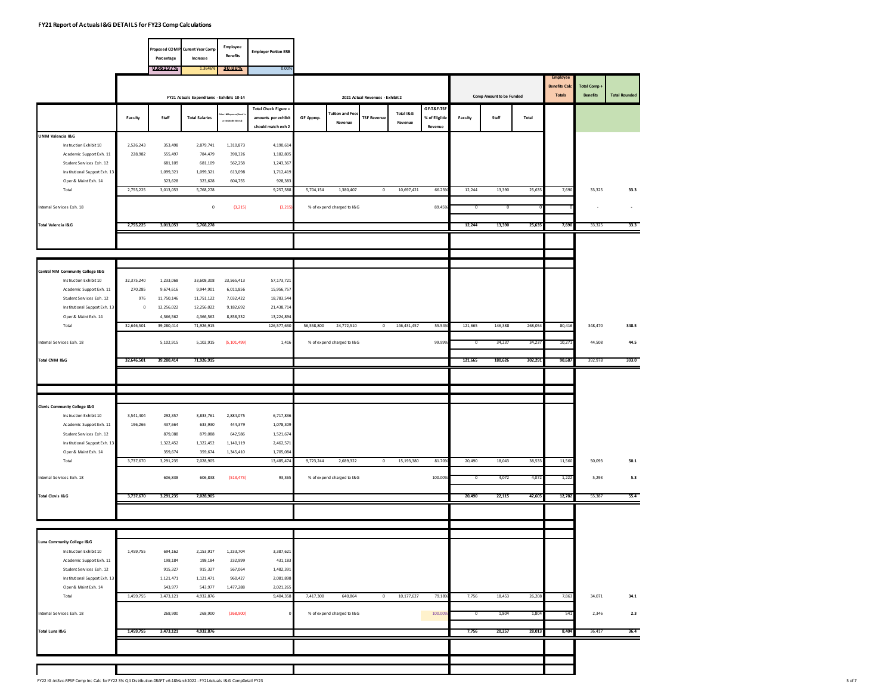# FY21 Report of Actuals I&G DETAILS for FY23 Comp Calculations

| Proposed COMP Percentage | Current Year Comp Increase | Employee Benefits | Employer Portion ERB |
|---|---|---|---|
| 0.6519% | 1.3646% | 30.00% | 0.00% |

| | FY21 Actuals Expenditures - Exhibits 10-14 | | | | | 2021 Actual Revenues - Exhibit 2 | | | | | Comp Amount to be Funded | | | Employee Benefits Calc Totals | Total Comp + Benefits | Total Rounded |
|---|---|---|---|---|---|---|---|---|---|---|---|---|---|---|---|---|
| | Faculty | Staff | Total Salaries | Other I&G Expense (Benefits are included in here) | Total Check Figure = amounts per exhibit should match exh 2 | GF Approp. | Tuition and Fees Revenue | TSF Revenue | Total I&G Revenue | GF-T&F-TSF % of Eligible Revenue | Faculty | Staff | Total | | | |
| **UNM Valencia I&G** | | | | | | | | | | | | | | | | |
| Instruction Exhibit 10 | 2,526,243 | 353,498 | 2,879,741 | 1,310,873 | 4,190,614 | | | | | | | | | | | |
| Academic Support Exh. 11 | 228,982 | 555,497 | 784,479 | 398,326 | 1,182,805 | | | | | | | | | | | |
| Student Services Exh. 12 | | 681,109 | 681,109 | 562,258 | 1,243,367 | | | | | | | | | | | |
| Institutional Support Exh. 13 | | 1,099,321 | 1,099,321 | 613,098 | 1,712,419 | | | | | | | | | | | |
| Oper & Maint Exh. 14 | | 323,628 | 323,628 | 604,755 | 928,383 | | | | | | | | | | | |
| Total | 2,755,225 | 3,013,053 | 5,768,278 | | 9,257,588 | 5,704,154 | 1,380,407 | 0 | 10,697,421 | 66.23% | 12,244 | 13,390 | 25,635 | 7,690 | 33,325 | 33.3 |
| Internal Services Exh. 18 | | | 0 | (3,215) | (3,215) | % of expend charged to I&G | | | | 89.45% | 0 | 0 | 0 | 0 | - | - |
| **Total Valencia I&G** | **2,755,225** | **3,013,053** | **5,768,278** | | | | | | | | **12,244** | **13,390** | **25,635** | **7,690** | 33,325 | **33.3** |
| **Central NM Community College I&G** | | | | | | | | | | | | | | | | |
| Instruction Exhibit 10 | 32,375,240 | 1,233,068 | 33,608,308 | 23,565,413 | 57,173,721 | | | | | | | | | | | |
| Academic Support Exh. 11 | 270,285 | 9,674,616 | 9,944,901 | 6,011,856 | 15,956,757 | | | | | | | | | | | |
| Student Services Exh. 12 | 976 | 11,750,146 | 11,751,122 | 7,032,422 | 18,783,544 | | | | | | | | | | | |
| Institutional Support Exh. 13 | 0 | 12,256,022 | 12,256,022 | 9,182,692 | 21,438,714 | | | | | | | | | | | |
| Oper & Maint Exh. 14 | | 4,366,562 | 4,366,562 | 8,858,332 | 13,224,894 | | | | | | | | | | | |
| Total | 32,646,501 | 39,280,414 | 71,926,915 | | 126,577,630 | 56,558,800 | 24,772,510 | 0 | 146,431,457 | 55.54% | 121,665 | 146,388 | 268,054 | 80,416 | 348,470 | 348.5 |
| Internal Services Exh. 18 | | 5,102,915 | 5,102,915 | (5,101,499) | 1,416 | % of expend charged to I&G | | | | 99.99% | 0 | 34,237 | 34,237 | 10,271 | 44,508 | 44.5 |
| **Total CNM I&G** | **32,646,501** | **39,280,414** | **71,926,915** | | | | | | | | **121,665** | **180,626** | **302,291** | **90,687** | 392,978 | **393.0** |
| **Clovis Community College I&G** | | | | | | | | | | | | | | | | |
| Instruction Exhibit 10 | 3,541,404 | 292,357 | 3,833,761 | 2,884,075 | 6,717,836 | | | | | | | | | | | |
| Academic Support Exh. 11 | 196,266 | 437,664 | 633,930 | 444,379 | 1,078,309 | | | | | | | | | | | |
| Student Services Exh. 12 | | 879,088 | 879,088 | 642,586 | 1,521,674 | | | | | | | | | | | |
| Institutional Support Exh. 13 | | 1,322,452 | 1,322,452 | 1,140,119 | 2,462,571 | | | | | | | | | | | |
| Oper & Maint Exh. 14 | | 359,674 | 359,674 | 1,345,410 | 1,705,084 | | | | | | | | | | | |
| Total | 3,737,670 | 3,291,235 | 7,028,905 | | 13,485,474 | 9,723,244 | 2,689,322 | 0 | 15,193,380 | 81.70% | 20,490 | 18,043 | 38,533 | 11,560 | 50,093 | 50.1 |
| Internal Services Exh. 18 | | 606,838 | 606,838 | (513,473) | 93,365 | % of expend charged to I&G | | | | 100.00% | 0 | 4,072 | 4,072 | 1,222 | 5,293 | 5.3 |
| **Total Clovis I&G** | **3,737,670** | **3,291,235** | **7,028,905** | | | | | | | | **20,490** | **22,115** | **42,605** | **12,782** | 55,387 | **55.4** |
| **Luna Community College I&G** | | | | | | | | | | | | | | | | |
| Instruction Exhibit 10 | 1,459,755 | 694,162 | 2,153,917 | 1,233,704 | 3,387,621 | | | | | | | | | | | |
| Academic Support Exh. 11 | | 198,184 | 198,184 | 232,999 | 431,183 | | | | | | | | | | | |
| Student Services Exh. 12 | | 915,327 | 915,327 | 567,064 | 1,482,391 | | | | | | | | | | | |
| Institutional Support Exh. 13 | | 1,121,471 | 1,121,471 | 960,427 | 2,081,898 | | | | | | | | | | | |
| Oper & Maint Exh. 14 | | 543,977 | 543,977 | 1,477,288 | 2,021,265 | | | | | | | | | | | |
| Total | 1,459,755 | 3,473,121 | 4,932,876 | | 9,404,358 | 7,417,300 | 640,864 | 0 | 10,177,627 | 79.18% | 7,756 | 18,453 | 26,208 | 7,863 | 34,071 | 34.1 |
| Internal Services Exh. 18 | | 268,900 | 268,900 | (268,900) | 0 | % of expend charged to I&G | | | | 100.00% | 0 | 1,804 | 1,804 | 541 | 2,346 | 2.3 |
| **Total Luna I&G** | **1,459,755** | **3,473,121** | **4,932,876** | | | | | | | | **7,756** | **20,257** | **28,013** | **8,404** | 36,417 | **36.4** |

FY22 IG-IntSvc-RPSP Comp Inc Calc for FY22 3% Q4 Distribution-DRAFT v6-18March2022 - FY21Actuals I&G CompDetail FY23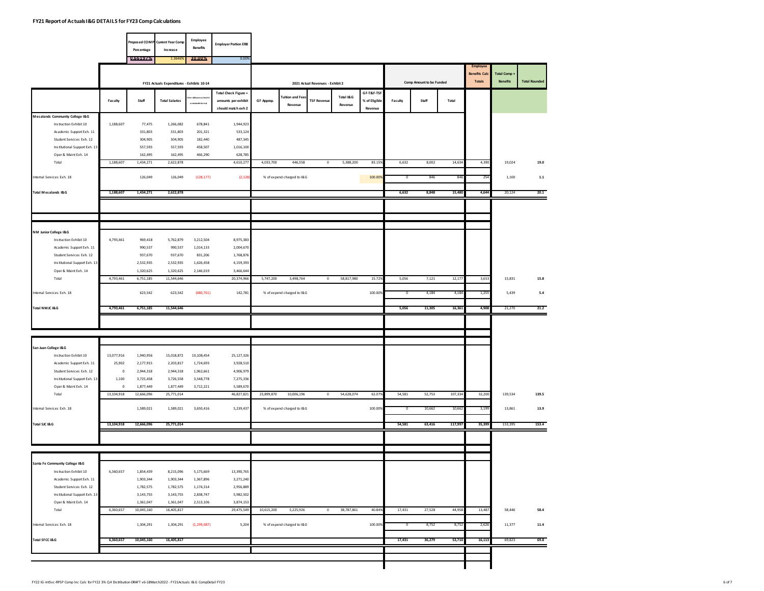**FY21 Report of Actuals I&G DETAILS for FY23 Comp Calculations**

| Proposed COMP Percentage | Current Year Comp Increase | Employee Benefits | Employer Portion ERB |
|---|---|---|---|
| 0.6519% | 1.3646% | 30.00% | 0.00% |

| | FY21 Actuals Expenditures - Exhibits 10-14 | | | | | 2021 Actual Revenues - Exhibit 2 | | | | | Comp Amount to be Funded | | | Employee Benefits Calc Totals | Total Comp + Benefits | Total Rounded |
|---|---|---|---|---|---|---|---|---|---|---|---|---|---|---|---|---|
| | Faculty | Staff | Total Salaries | Other I&G Expenses (Benefits are included in this total) | Total Check Figure = amounts per exhibit should match exh 2 | GF Approp. | Tuition and Fees Revenue | TSF Revenue | Total I&G Revenue | GF-T&F-TSF % of Eligible Revenue | Faculty | Staff | Total | | | |
| **Mesalands Community College I&G** | | | | | | | | | | | | | | | | |
| Instruction Exhibit 10 | 1,188,607 | 77,475 | 1,266,082 | 678,841 | 1,944,923 | | | | | | | | | | | |
| Academic Support Exh. 11 | | 331,803 | 331,803 | 201,321 | 533,124 | | | | | | | | | | | |
| Student Services Exh. 12 | | 304,905 | 304,905 | 182,440 | 487,345 | | | | | | | | | | | |
| Institutional Support Exh. 13 | | 557,593 | 557,593 | 458,507 | 1,016,100 | | | | | | | | | | | |
| Oper & Maint Exh. 14 | | 162,495 | 162,495 | 466,290 | 628,785 | | | | | | | | | | | |
| Total | 1,188,607 | 1,434,271 | 2,622,878 | | 4,610,277 | 4,033,700 | 446,558 | 0 | 5,388,200 | 83.15% | 6,632 | 8,002 | 14,634 | 4,390 | 19,024 | 19.0 |
| Internal Services Exh. 18 | | 126,049 | 126,049 | (128,177) | (2,128) | % of expend charged to I&G | | | | 100.00% | 0 | 846 | 846 | 254 | 1,100 | 1.1 |
| **Total Mesalands I&G** | **1,188,607** | **1,434,271** | **2,622,878** | | | | | | | | **6,632** | **8,848** | **15,480** | **4,644** | **20,124** | **20.1** |
| **NM Junior College I&G** | | | | | | | | | | | | | | | | |
| Instruction Exhibit 10 | 4,793,461 | 969,418 | 5,762,879 | 3,212,504 | 8,975,383 | | | | | | | | | | | |
| Academic Support Exh. 11 | | 990,537 | 990,537 | 1,014,133 | 2,004,670 | | | | | | | | | | | |
| Student Services Exh. 12 | | 937,670 | 937,670 | 831,206 | 1,768,876 | | | | | | | | | | | |
| Institutional Support Exh. 13 | | 2,532,935 | 2,532,935 | 1,626,458 | 4,159,393 | | | | | | | | | | | |
| Oper & Maint Exh. 14 | | 1,320,625 | 1,320,625 | 2,146,019 | 3,466,644 | | | | | | | | | | | |
| Total | 4,793,461 | 6,751,185 | 11,544,646 | | 20,374,966 | 5,747,200 | 3,498,764 | 0 | 58,817,980 | 15.72% | 5,056 | 7,121 | 12,177 | 3,653 | 15,831 | 15.8 |
| Internal Services Exh. 18 | | 623,542 | 623,542 | (480,761) | 142,781 | % of expend charged to I&G | | | | 100.00% | 0 | 4,184 | 4,184 | 1,255 | 5,439 | 5.4 |
| **Total NMJC I&G** | **4,793,461** | **6,751,185** | **11,544,646** | | | | | | | | **5,056** | **11,305** | **16,361** | **4,908** | **21,270** | **21.2** |
| **San Juan College I&G** | | | | | | | | | | | | | | | | |
| Instruction Exhibit 10 | 13,077,916 | 1,940,956 | 15,018,872 | 10,108,454 | 25,127,326 | | | | | | | | | | | |
| Academic Support Exh. 11 | 25,902 | 2,177,915 | 2,203,817 | 1,724,693 | 3,928,510 | | | | | | | | | | | |
| Student Services Exh. 12 | 0 | 2,944,318 | 2,944,318 | 1,962,661 | 4,906,979 | | | | | | | | | | | |
| Institutional Support Exh. 13 | 1,100 | 3,725,458 | 3,726,558 | 3,548,778 | 7,275,336 | | | | | | | | | | | |
| Oper & Maint Exh. 14 | 0 | 1,877,449 | 1,877,449 | 3,712,221 | 5,589,670 | | | | | | | | | | | |
| Total | 13,104,918 | 12,666,096 | 25,771,014 | | 46,827,821 | 23,899,870 | 10,006,196 | 0 | 54,628,074 | 62.07% | 54,581 | 52,753 | 107,334 | 32,200 | 139,534 | 139.5 |
| Internal Services Exh. 18 | | 1,589,021 | 1,589,021 | 3,650,416 | 5,239,437 | % of expend charged to I&G | | | | 100.00% | 0 | 10,662 | 10,662 | 3,199 | 13,861 | 13.9 |
| **Total SJC I&G** | **13,104,918** | **12,666,096** | **25,771,014** | | | | | | | | **54,581** | **63,416** | **117,997** | **35,399** | **153,395** | **153.4** |
| **Santa Fe Community College I&G** | | | | | | | | | | | | | | | | |
| Instruction Exhibit 10 | 6,360,657 | 1,854,439 | 8,215,096 | 5,175,669 | 13,390,765 | | | | | | | | | | | |
| Academic Support Exh. 11 | | 1,903,344 | 1,903,344 | 1,367,896 | 3,271,240 | | | | | | | | | | | |
| Student Services Exh. 12 | | 1,782,575 | 1,782,575 | 1,174,314 | 2,956,889 | | | | | | | | | | | |
| Institutional Support Exh. 13 | | 3,143,755 | 3,143,755 | 2,838,747 | 5,982,502 | | | | | | | | | | | |
| Oper & Maint Exh. 14 | | 1,361,047 | 1,361,047 | 2,513,106 | 3,874,153 | | | | | | | | | | | |
| Total | 6,360,657 | 10,045,160 | 16,405,817 | | 29,475,549 | 10,615,200 | 5,225,926 | 0 | 38,787,861 | 40.84% | 17,431 | 27,528 | 44,958 | 13,487 | 58,446 | 58.4 |
| Internal Services Exh. 18 | | 1,304,291 | 1,304,291 | (1,299,087) | 5,204 | % of expend charged to I&G | | | | 100.00% | 0 | 8,752 | 8,752 | 2,626 | 11,377 | 11.4 |
| **Total SFCC I&G** | **6,360,657** | **10,045,160** | **16,405,817** | | | | | | | | **17,431** | **36,279** | **53,710** | **16,113** | **69,823** | **69.8** |

FY22 IG-IntSvc-RPSP Comp Inc Calc for FY22 3% Q4 Distribution-DRAFT v6-18March2022 - FY21Actuals I&G CompDetail FY23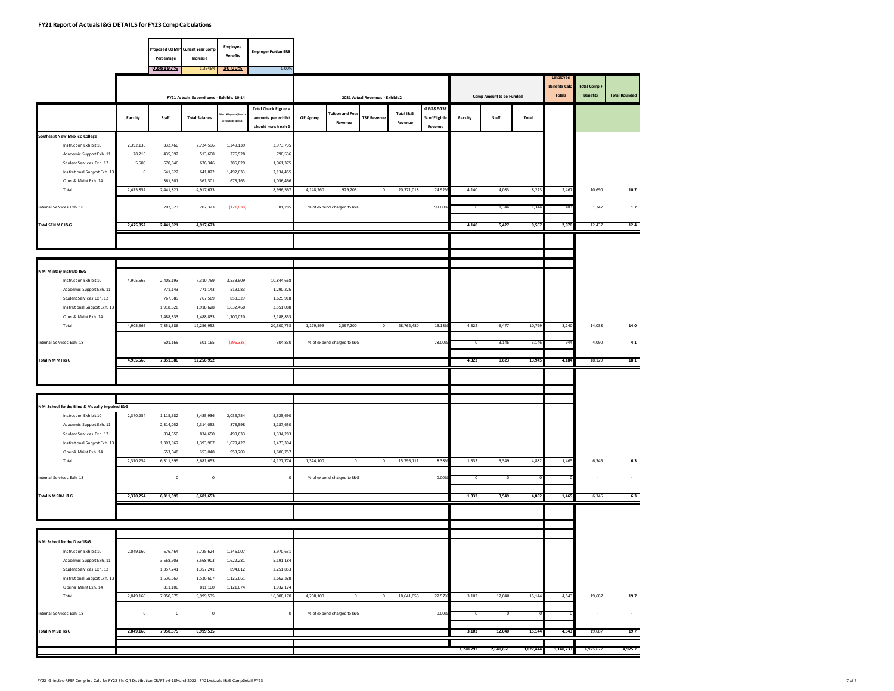# FY21 Report of Actuals I&G DETAILS for FY23 Comp Calculations

| Proposed COMP Percentage | Current Year Comp Increase | Employee Benefits | Employer Portion ERB |
|---|---|---|---|
| 0.6613% | 1.3646% | 30.00% | 0.00% |

| | FY21 Actuals Expenditures - Exhibits 10-14 | | | | | 2021 Actual Revenues - Exhibit 2 | | | | | Comp Amount to be Funded | | | Employee Benefits Calc Totals | Total Comp + Benefits | Total Rounded |
|---|---|---|---|---|---|---|---|---|---|---|---|---|---|---|---|---|
| | Faculty | Staff | Total Salaries | Other I&G Expenses (Benefits are included in this total) | Total Check Figure = amounts per exhibit should match exh 2 | GF Approp. | Tuition and Fees Revenue | TSF Revenue | Total I&G Revenue | GF-T&F-TSF % of Eligible Revenue | Faculty | Staff | Total | | | |
| **Southeast New Mexico College** | | | | | | | | | | | | | | | | |
| Instruction Exhibit 10 | 2,392,136 | 332,460 | 2,724,596 | 1,249,139 | 3,973,735 | | | | | | | | | | | |
| Academic Support Exh. 11 | 78,216 | 435,392 | 513,608 | 276,928 | 790,536 | | | | | | | | | | | |
| Student Services Exh. 12 | 5,500 | 670,846 | 676,346 | 385,029 | 1,061,375 | | | | | | | | | | | |
| Institutional Support Exh. 13 | 0 | 641,822 | 641,822 | 1,492,633 | 2,134,455 | | | | | | | | | | | |
| Oper & Maint Exh. 14 | | 361,301 | 361,301 | 675,165 | 1,036,466 | | | | | | | | | | | |
| Total | 2,475,852 | 2,441,821 | 4,917,673 | | 8,996,567 | 4,148,260 | 929,203 | 0 | 20,371,018 | 24.92% | 4,140 | 4,083 | 8,223 | 2,467 | 10,690 | 10.7 |
| Internal Services Exh. 18 | | 202,323 | 202,323 | (121,038) | 81,285 | % of expend charged to I&G | | | | 99.00% | 0 | 1,344 | 1,344 | 403 | 1,747 | 1.7 |
| **Total SENMC I&G** | **2,475,852** | **2,441,821** | **4,917,673** | | | | | | | | **4,140** | **5,427** | **9,567** | **2,870** | 12,437 | **12.4** |
| **NM Military Institute I&G** | | | | | | | | | | | | | | | | |
| Instruction Exhibit 10 | 4,905,566 | 2,405,193 | 7,310,759 | 3,533,909 | 10,844,668 | | | | | | | | | | | |
| Academic Support Exh. 11 | | 771,143 | 771,143 | 519,083 | 1,290,226 | | | | | | | | | | | |
| Student Services Exh. 12 | | 767,589 | 767,589 | 858,329 | 1,625,918 | | | | | | | | | | | |
| Institutional Support Exh. 13 | | 1,918,628 | 1,918,628 | 1,632,460 | 3,551,088 | | | | | | | | | | | |
| Oper & Maint Exh. 14 | | 1,488,833 | 1,488,833 | 1,700,020 | 3,188,853 | | | | | | | | | | | |
| Total | 4,905,566 | 7,351,386 | 12,256,952 | | 20,500,753 | 1,179,599 | 2,597,200 | 0 | 28,762,480 | 13.13% | 4,322 | 6,477 | 10,799 | 3,240 | 14,038 | 14.0 |
| Internal Services Exh. 18 | | 601,165 | 601,165 | (296,335) | 304,830 | % of expend charged to I&G | | | | 78.00% | 0 | 3,146 | 3,146 | 944 | 4,090 | 4.1 |
| **Total NMMI I&G** | **4,905,566** | **7,351,386** | **12,256,952** | | | | | | | | **4,322** | **9,623** | **13,945** | **4,184** | 18,129 | **18.1** |
| **NM School for the Blind & Visually Impaired I&G** | | | | | | | | | | | | | | | | |
| Instruction Exhibit 10 | 2,370,254 | 1,115,682 | 3,485,936 | 2,039,754 | 5,525,690 | | | | | | | | | | | |
| Academic Support Exh. 11 | | 2,314,052 | 2,314,052 | 873,598 | 3,187,650 | | | | | | | | | | | |
| Student Services Exh. 12 | | 834,650 | 834,650 | 499,633 | 1,334,283 | | | | | | | | | | | |
| Institutional Support Exh. 13 | | 1,393,967 | 1,393,967 | 1,079,427 | 2,473,394 | | | | | | | | | | | |
| Oper & Maint Exh. 14 | | 653,048 | 653,048 | 953,709 | 1,606,757 | | | | | | | | | | | |
| Total | 2,370,254 | 6,311,399 | 8,681,653 | | 14,127,774 | 1,324,100 | 0 | 0 | 15,795,111 | 8.38% | 1,333 | 3,549 | 4,882 | 1,465 | 6,346 | 6.3 |
| Internal Services Exh. 18 | | 0 | 0 | | 0 | % of expend charged to I&G | | | | 0.00% | 0 | 0 | 0 | 0 | - | - |
| **Total NMSBVI I&G** | **2,370,254** | **6,311,399** | **8,681,653** | | | | | | | | **1,333** | **3,549** | **4,882** | **1,465** | 6,346 | **6.3** |
| **NM School for the Deaf I&G** | | | | | | | | | | | | | | | | |
| Instruction Exhibit 10 | 2,049,160 | 676,464 | 2,725,624 | 1,245,007 | 3,970,631 | | | | | | | | | | | |
| Academic Support Exh. 11 | | 3,568,903 | 3,568,903 | 1,622,281 | 5,191,184 | | | | | | | | | | | |
| Student Services Exh. 12 | | 1,357,241 | 1,357,241 | 894,612 | 2,251,853 | | | | | | | | | | | |
| Institutional Support Exh. 13 | | 1,536,667 | 1,536,667 | 1,125,661 | 2,662,328 | | | | | | | | | | | |
| Oper & Maint Exh. 14 | | 811,100 | 811,100 | 1,121,074 | 1,932,174 | | | | | | | | | | | |
| Total | 2,049,160 | 7,950,375 | 9,999,535 | | 16,008,170 | 4,208,100 | 0 | 0 | 18,641,053 | 22.57% | 3,103 | 12,040 | 15,144 | 4,543 | 19,687 | 19.7 |
| Internal Services Exh. 18 | 0 | 0 | 0 | | 0 | % of expend charged to I&G | | | | 0.00% | 0 | 0 | 0 | 0 | - | - |
| **Total NMSD I&G** | **2,049,160** | **7,950,375** | **9,999,535** | | | | | | | | **3,103** | **12,040** | **15,144** | **4,543** | 19,687 | **19.7** |
| | | | | | | | | | | | **1,778,793** | **2,048,651** | **3,827,444** | **1,148,233** | 4,975,677 | **4,975.7** |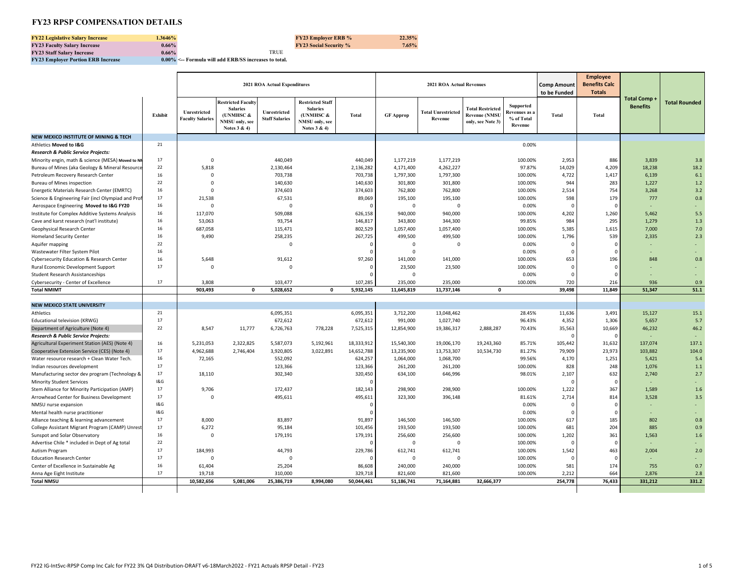# FY23 RPSP COMPENSATION DETAILS

| | | | |
|---|---|---|---|
| FY22 Legislative Salary Increase | 1.3646% | FY23 Employer ERB % | 22.35% |
| FY23 Faculty Salary Increase | 0.66% | FY23 Social Security % | 7.65% |
| FY23 Staff Salary Increase | 0.66% | TRUE | |
| FY23 Employer Portion ERB Increase | 0.00% <-- Formula will add ERB/SS increases to total. | | |

| | | 2021 ROA Actual Expenditures | | | | | 2021 ROA Actual Revenues | | | | Comp Amount to be Funded | Employee Benefits Calc Totals | | |
|---|---|---|---|---|---|---|---|---|---|---|---|---|---|---|
| | Exhibit | Unrestricted Faculty Salaries | Restricted Faculty Salaries (UNMHSC & NMSU only, see Notes 3 & 4) | Unrestricted Staff Salaries | Restricted Staff Salaries (UNMHSC & NMSU only, see Notes 3 & 4) | Total | GF Approp | Total Unrestricted Revenue | Total Restricted Revenue (NMSU only, see Note 3) | Supported Revenues as a % of Total Revenue | Total | Total | Total Comp + Benefits | Total Rounded |
| **NEW MEXICO INSTITUTE OF MINING & TECH** | | | | | | | | | | | | | | |
| Athletics **Moved to I&G** | 21 | | | | | | | | | 0.00% | | | | |
| ***Research & Public Service Projects:*** | | | | | | | | | | | | | | |
| Minority engin, math & science (MESA) **Moved to NM** | 17 | 0 | | 440,049 | | 440,049 | 1,177,219 | 1,177,219 | | 100.00% | 2,953 | 886 | 3,839 | 3.8 |
| Bureau of Mines (aka Geology & Mineral Resource | 22 | 5,818 | | 2,130,464 | | 2,136,282 | 4,171,400 | 4,262,227 | | 97.87% | 14,029 | 4,209 | 18,238 | 18.2 |
| Petroleum Recovery Research Center | 16 | 0 | | 703,738 | | 703,738 | 1,797,300 | 1,797,300 | | 100.00% | 4,722 | 1,417 | 6,139 | 6.1 |
| Bureau of Mines inspection | 22 | 0 | | 140,630 | | 140,630 | 301,800 | 301,800 | | 100.00% | 944 | 283 | 1,227 | 1.2 |
| Energetic Materials Research Center (EMRTC) | 16 | 0 | | 374,603 | | 374,603 | 762,800 | 762,800 | | 100.00% | 2,514 | 754 | 3,268 | 3.2 |
| Science & Engineering Fair (incl Olympiad and Prof | 17 | 21,538 | | 67,531 | | 89,069 | 195,100 | 195,100 | | 100.00% | 598 | 179 | 777 | 0.8 |
| Aerospace Engineering **Moved to I&G FY20** | 16 | 0 | | 0 | | 0 | 0 | 0 | | 0.00% | 0 | 0 | - | - |
| Institute for Complex Additive Systems Analysis | 16 | 117,070 | | 509,088 | | 626,158 | 940,000 | 940,000 | | 100.00% | 4,202 | 1,260 | 5,462 | 5.5 |
| Cave and karst research (nat'l institute) | 16 | 53,063 | | 93,754 | | 146,817 | 343,800 | 344,300 | | 99.85% | 984 | 295 | 1,279 | 1.3 |
| Geophysical Research Center | 16 | 687,058 | | 115,471 | | 802,529 | 1,057,400 | 1,057,400 | | 100.00% | 5,385 | 1,615 | 7,000 | 7.0 |
| Homeland Security Center | 16 | 9,490 | | 258,235 | | 267,725 | 499,500 | 499,500 | | 100.00% | 1,796 | 539 | 2,335 | 2.3 |
| Aquifer mapping | 22 | | | 0 | | 0 | 0 | 0 | | 0.00% | 0 | 0 | - | - |
| Wastewater Filter System Pilot | 16 | | | | | 0 | 0 | | | 0.00% | 0 | 0 | - | - |
| Cybersecurity Education & Research Center | 16 | 5,648 | | 91,612 | | 97,260 | 141,000 | 141,000 | | 100.00% | 653 | 196 | 848 | 0.8 |
| Rural Economic Development Support | 17 | 0 | | 0 | | 0 | 23,500 | 23,500 | | 100.00% | 0 | 0 | - | - |
| Student Research Assistanceships | | | | | | 0 | 0 | | | 0.00% | 0 | 0 | - | - |
| Cybersecurity - Center of Excellence | 17 | 3,808 | | 103,477 | | 107,285 | 235,000 | 235,000 | | 100.00% | 720 | 216 | 936 | 0.9 |
| **Total NMIMT** | | **903,493** | **0** | **5,028,652** | **0** | **5,932,145** | **11,645,819** | **11,737,146** | **0** | | **39,498** | **11,849** | **51,347** | **51.1** |
| **NEW MEXICO STATE UNIVERSITY** | | | | | | | | | | | | | | |
| Athletics | 21 | | | 6,095,351 | | 6,095,351 | 3,712,200 | 13,048,462 | | 28.45% | 11,636 | 3,491 | 15,127 | 15.1 |
| Educational television (KRWG) | 17 | | | 672,612 | | 672,612 | 991,000 | 1,027,740 | | 96.43% | 4,352 | 1,306 | 5,657 | 5.7 |
| Department of Agriculture (Note 4) | 22 | 8,547 | 11,777 | 6,726,763 | 778,228 | 7,525,315 | 12,854,900 | 19,386,317 | 2,888,287 | 70.43% | 35,563 | 10,669 | 46,232 | 46.2 |
| ***Research & Public Service Projects:*** | | | | | | | | | | | 0 | 0 | - | - |
| Agricultural Experiment Station (AES) (Note 4) | 16 | 5,231,053 | 2,322,825 | 5,587,073 | 5,192,961 | 18,333,912 | 15,540,300 | 19,006,170 | 19,243,360 | 85.71% | 105,442 | 31,632 | 137,074 | 137.1 |
| Cooperative Extension Service (CES) (Note 4) | 17 | 4,962,688 | 2,746,404 | 3,920,805 | 3,022,891 | 14,652,788 | 13,235,900 | 13,753,307 | 10,534,730 | 81.27% | 79,909 | 23,973 | 103,882 | 104.0 |
| Water resource research + Clean Water Tech. | 16 | 72,165 | | 552,092 | | 624,257 | 1,064,000 | 1,068,700 | | 99.56% | 4,170 | 1,251 | 5,421 | 5.4 |
| Indian resources development | 17 | | | 123,366 | | 123,366 | 261,200 | 261,200 | | 100.00% | 828 | 248 | 1,076 | 1.1 |
| Manufacturing sector dev program (Technology & | 17 | 18,110 | | 302,340 | | 320,450 | 634,100 | 646,996 | | 98.01% | 2,107 | 632 | 2,740 | 2.7 |
| Minority Student Services | I&G | | | | | 0 | | | | | 0 | 0 | - | - |
| Stem Alliance for Minority Participation (AMP) | 17 | 9,706 | | 172,437 | | 182,143 | 298,900 | 298,900 | | 100.00% | 1,222 | 367 | 1,589 | 1.6 |
| Arrowhead Center for Business Development | 17 | 0 | | 495,611 | | 495,611 | 323,300 | 396,148 | | 81.61% | 2,714 | 814 | 3,528 | 3.5 |
| NMSU nurse expansion | I&G | | | | | 0 | | | | 0.00% | 0 | 0 | - | - |
| Mental health nurse practitioner | I&G | | | | | 0 | | | | 0.00% | 0 | 0 | - | - |
| Alliance teaching & learning advancement | 17 | 8,000 | | 83,897 | | 91,897 | 146,500 | 146,500 | | 100.00% | 617 | 185 | 802 | 0.8 |
| College Assistant Migrant Program (CAMP) Unrest | 17 | 6,272 | | 95,184 | | 101,456 | 193,500 | 193,500 | | 100.00% | 681 | 204 | 885 | 0.9 |
| Sunspot and Solar Observatory | 16 | 0 | | 179,191 | | 179,191 | 256,600 | 256,600 | | 100.00% | 1,202 | 361 | 1,563 | 1.6 |
| Advertise Chile * included in Dept of Ag total | 22 | | | | | 0 | 0 | 0 | | 100.00% | 0 | 0 | - | - |
| Autism Program | 17 | 184,993 | | 44,793 | | 229,786 | 612,741 | 612,741 | | 100.00% | 1,542 | 463 | 2,004 | 2.0 |
| Education Research Center | 17 | 0 | | 0 | | 0 | 0 | 0 | | 100.00% | 0 | 0 | - | - |
| Center of Excellence in Sustainable Ag | 16 | 61,404 | | 25,204 | | 86,608 | 240,000 | 240,000 | | 100.00% | 581 | 174 | 755 | 0.7 |
| Anna Age Eight Institute | 17 | 19,718 | | 310,000 | | 329,718 | 821,600 | 821,600 | | 100.00% | 2,212 | 664 | 2,876 | 2.8 |
| **Total NMSU** | | **10,582,656** | **5,081,006** | **25,386,719** | **8,994,080** | **50,044,461** | **51,186,741** | **71,164,881** | **32,666,377** | | **254,778** | **76,433** | **331,212** | **331.2** |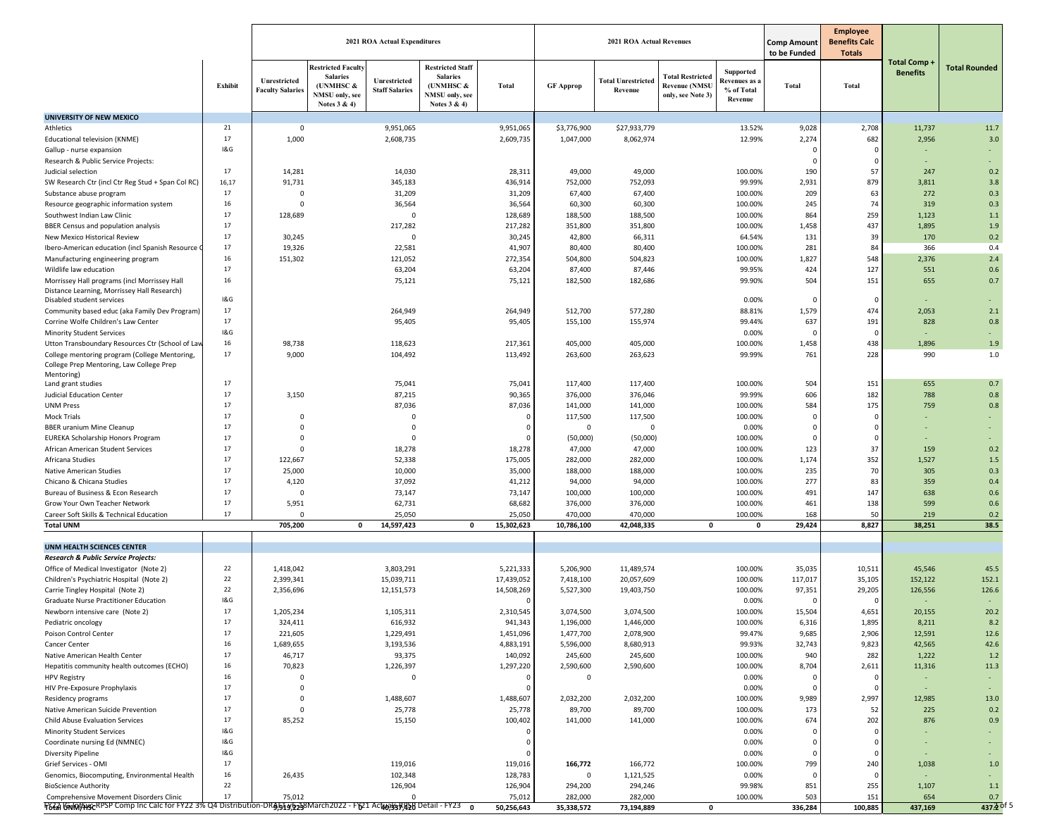| | Exhibit | 2021 ROA Actual Expenditures | | | | | 2021 ROA Actual Revenues | | | | Comp Amount to be Funded | Employee Benefits Calc Totals | Total Comp + Benefits | Total Rounded |
|---|---|---|---|---|---|---|---|---|---|---|---|---|---|---|
| | | Unrestricted Faculty Salaries | Restricted Faculty Salaries (UNMHSC & NMSU only, see Notes 3 & 4) | Unrestricted Staff Salaries | Restricted Staff Salaries (UNMHSC & NMSU only, see Notes 3 & 4) | Total | GF Approp | Total Unrestricted Revenue | Total Restricted Revenue (NMSU only, see Note 3) | Supported Revenues as a % of Total Revenue | Total | Total | | |
| **UNIVERSITY OF NEW MEXICO** | | | | | | | | | | | | | | |
| Athletics | 21 | 0 | | 9,951,065 | | 9,951,065 | $3,776,900 | $27,933,779 | | 13.52% | 9,028 | 2,708 | 11,737 | 11.7 |
| Educational television (KNME) | 17 | 1,000 | | 2,608,735 | | 2,609,735 | 1,047,000 | 8,062,974 | | 12.99% | 2,274 | 682 | 2,956 | 3.0 |
| Gallup - nurse expansion | I&G | | | | | | | | | | 0 | 0 | - | - |
| Research & Public Service Projects: | | | | | | | | | | | 0 | 0 | - | - |
| Judicial selection | 17 | 14,281 | | 14,030 | | 28,311 | 49,000 | 49,000 | | 100.00% | 190 | 57 | 247 | 0.2 |
| SW Research Ctr (incl Ctr Reg Stud + Span Col RC) | 16,17 | 91,731 | | 345,183 | | 436,914 | 752,000 | 752,093 | | 99.99% | 2,931 | 879 | 3,811 | 3.8 |
| Substance abuse program | 17 | 0 | | 31,209 | | 31,209 | 67,400 | 67,400 | | 100.00% | 209 | 63 | 272 | 0.3 |
| Resource geographic information system | 16 | 0 | | 36,564 | | 36,564 | 60,300 | 60,300 | | 100.00% | 245 | 74 | 319 | 0.3 |
| Southwest Indian Law Clinic | 17 | 128,689 | | 0 | | 128,689 | 188,500 | 188,500 | | 100.00% | 864 | 259 | 1,123 | 1.1 |
| BBER Census and population analysis | 17 | | | 217,282 | | 217,282 | 351,800 | 351,800 | | 100.00% | 1,458 | 437 | 1,895 | 1.9 |
| New Mexico Historical Review | 17 | 30,245 | | 0 | | 30,245 | 42,800 | 66,311 | | 64.54% | 131 | 39 | 170 | 0.2 |
| Ibero-American education (incl Spanish Resource C | 17 | 19,326 | | 22,581 | | 41,907 | 80,400 | 80,400 | | 100.00% | 281 | 84 | 366 | 0.4 |
| Manufacturing engineering program | 16 | 151,302 | | 121,052 | | 272,354 | 504,800 | 504,823 | | 100.00% | 1,827 | 548 | 2,376 | 2.4 |
| Wildlife law education | 17 | | | 63,204 | | 63,204 | 87,400 | 87,446 | | 99.95% | 424 | 127 | 551 | 0.6 |
| Morrissey Hall programs (incl Morrissey Hall Distance Learning, Morrissey Hall Research) | 16 | | | 75,121 | | 75,121 | 182,500 | 182,686 | | 99.90% | 504 | 151 | 655 | 0.7 |
| Disabled student services | I&G | | | | | | | | | 0.00% | 0 | 0 | - | - |
| Community based educ (aka Family Dev Program) | 17 | | | 264,949 | | 264,949 | 512,700 | 577,280 | | 88.81% | 1,579 | 474 | 2,053 | 2.1 |
| Corrine Wolfe Children's Law Center | 17 | | | 95,405 | | 95,405 | 155,100 | 155,974 | | 99.44% | 637 | 191 | 828 | 0.8 |
| Minority Student Services | I&G | | | | | | | | | 0.00% | 0 | 0 | - | - |
| Utton Transboundary Resources Ctr (School of Law | 16 | 98,738 | | 118,623 | | 217,361 | 405,000 | 405,000 | | 100.00% | 1,458 | 438 | 1,896 | 1.9 |
| College mentoring program (College Mentoring, College Prep Mentoring, Law College Prep Mentoring) | 17 | 9,000 | | 104,492 | | 113,492 | 263,600 | 263,623 | | 99.99% | 761 | 228 | 990 | 1.0 |
| Land grant studies | 17 | | | 75,041 | | 75,041 | 117,400 | 117,400 | | 100.00% | 504 | 151 | 655 | 0.7 |
| Judicial Education Center | 17 | 3,150 | | 87,215 | | 90,365 | 376,000 | 376,046 | | 99.99% | 606 | 182 | 788 | 0.8 |
| UNM Press | 17 | | | 87,036 | | 87,036 | 141,000 | 141,000 | | 100.00% | 584 | 175 | 759 | 0.8 |
| Mock Trials | 17 | 0 | | 0 | | 0 | 117,500 | 117,500 | | 100.00% | 0 | 0 | - | - |
| BBER uranium Mine Cleanup | 17 | 0 | | 0 | | 0 | 0 | 0 | | 0.00% | 0 | 0 | - | - |
| EUREKA Scholarship Honors Program | 17 | 0 | | 0 | | 0 | (50,000) | (50,000) | | 100.00% | 0 | 0 | - | - |
| African American Student Services | 17 | 0 | | 18,278 | | 18,278 | 47,000 | 47,000 | | 100.00% | 123 | 37 | 159 | 0.2 |
| Africana Studies | 17 | 122,667 | | 52,338 | | 175,005 | 282,000 | 282,000 | | 100.00% | 1,174 | 352 | 1,527 | 1.5 |
| Native American Studies | 17 | 25,000 | | 10,000 | | 35,000 | 188,000 | 188,000 | | 100.00% | 235 | 70 | 305 | 0.3 |
| Chicano & Chicana Studies | 17 | 4,120 | | 37,092 | | 41,212 | 94,000 | 94,000 | | 100.00% | 277 | 83 | 359 | 0.4 |
| Bureau of Business & Econ Research | 17 | 0 | | 73,147 | | 73,147 | 100,000 | 100,000 | | 100.00% | 491 | 147 | 638 | 0.6 |
| Grow Your Own Teacher Network | 17 | 5,951 | | 62,731 | | 68,682 | 376,000 | 376,000 | | 100.00% | 461 | 138 | 599 | 0.6 |
| Career Soft Skills & Technical Education | 17 | 0 | | 25,050 | | 25,050 | 470,000 | 470,000 | | 100.00% | 168 | 50 | 219 | 0.2 |
| **Total UNM** | | **705,200** | **0** | **14,597,423** | **0** | **15,302,623** | **10,786,100** | **42,048,335** | **0** | **0** | **29,424** | **8,827** | **38,251** | **38.5** |
| | | | | | | | | | | | | | | |
| **UNM HEALTH SCIENCES CENTER** | | | | | | | | | | | | | | |
| ***Research & Public Service Projects:*** | | | | | | | | | | | | | | |
| Office of Medical Investigator (Note 2) | 22 | 1,418,042 | | 3,803,291 | | 5,221,333 | 5,206,900 | 11,489,574 | | 100.00% | 35,035 | 10,511 | 45,546 | 45.5 |
| Children's Psychiatric Hospital (Note 2) | 22 | 2,399,341 | | 15,039,711 | | 17,439,052 | 7,418,100 | 20,057,609 | | 100.00% | 117,017 | 35,105 | 152,122 | 152.1 |
| Carrie Tingley Hospital (Note 2) | 22 | 2,356,696 | | 12,151,573 | | 14,508,269 | 5,527,300 | 19,403,750 | | 100.00% | 97,351 | 29,205 | 126,556 | 126.6 |
| Graduate Nurse Practitioner Education | I&G | | | | | 0 | | | | 0.00% | 0 | 0 | - | - |
| Newborn intensive care (Note 2) | 17 | 1,205,234 | | 1,105,311 | | 2,310,545 | 3,074,500 | 3,074,500 | | 100.00% | 15,504 | 4,651 | 20,155 | 20.2 |
| Pediatric oncology | 17 | 324,411 | | 616,932 | | 941,343 | 1,196,000 | 1,446,000 | | 100.00% | 6,316 | 1,895 | 8,211 | 8.2 |
| Poison Control Center | 17 | 221,605 | | 1,229,491 | | 1,451,096 | 1,477,700 | 2,078,900 | | 99.47% | 9,685 | 2,906 | 12,591 | 12.6 |
| Cancer Center | 16 | 1,689,655 | | 3,193,536 | | 4,883,191 | 5,596,000 | 8,680,913 | | 99.93% | 32,743 | 9,823 | 42,565 | 42.6 |
| Native American Health Center | 17 | 46,717 | | 93,375 | | 140,092 | 245,600 | 245,600 | | 100.00% | 940 | 282 | 1,222 | 1.2 |
| Hepatitis community health outcomes (ECHO) | 16 | 70,823 | | 1,226,397 | | 1,297,220 | 2,590,600 | 2,590,600 | | 100.00% | 8,704 | 2,611 | 11,316 | 11.3 |
| HPV Registry | 16 | 0 | | 0 | | 0 | 0 | | | 0.00% | 0 | 0 | - | - |
| HIV Pre-Exposure Prophylaxis | 17 | 0 | | | | 0 | | | | 0.00% | 0 | 0 | - | - |
| Residency programs | 17 | 0 | | 1,488,607 | | 1,488,607 | 2,032,200 | 2,032,200 | | 100.00% | 9,989 | 2,997 | 12,985 | 13.0 |
| Native American Suicide Prevention | 17 | 0 | | 25,778 | | 25,778 | 89,700 | 89,700 | | 100.00% | 173 | 52 | 225 | 0.2 |
| Child Abuse Evaluation Services | 17 | 85,252 | | 15,150 | | 100,402 | 141,000 | 141,000 | | 100.00% | 674 | 202 | 876 | 0.9 |
| Minority Student Services | I&G | | | | | 0 | | | | 0.00% | 0 | 0 | - | - |
| Coordinate nursing Ed (NMNEC) | I&G | | | | | 0 | | | | 0.00% | 0 | 0 | - | - |
| Diversity Pipeline | I&G | | | | | 0 | | | | 0.00% | 0 | 0 | - | - |
| Grief Services - OMI | 17 | | | 119,016 | | 119,016 | **166,772** | 166,772 | | 100.00% | 799 | 240 | 1,038 | 1.0 |
| Genomics, Biocomputing, Environmental Health | 16 | 26,435 | | 102,348 | | 128,783 | 0 | 1,121,525 | | 0.00% | 0 | 0 | - | - |
| BioScience Authority | 22 | | | 126,904 | | 126,904 | 294,200 | 294,246 | | 99.98% | 851 | 255 | 1,107 | 1.1 |
| Comprehensive Movement Disorders Clinic | 17 | 75,012 | | 0 | | 75,012 | 282,000 | 282,000 | | 100.00% | 503 | 151 | 654 | 0.7 |
| **Total UNM/HSC** | | **9,919,223** | **0** | **40,337,420** | **0** | **50,256,643** | **35,338,572** | **73,194,889** | **0** | | **336,284** | **100,885** | **437,169** | **437.2** |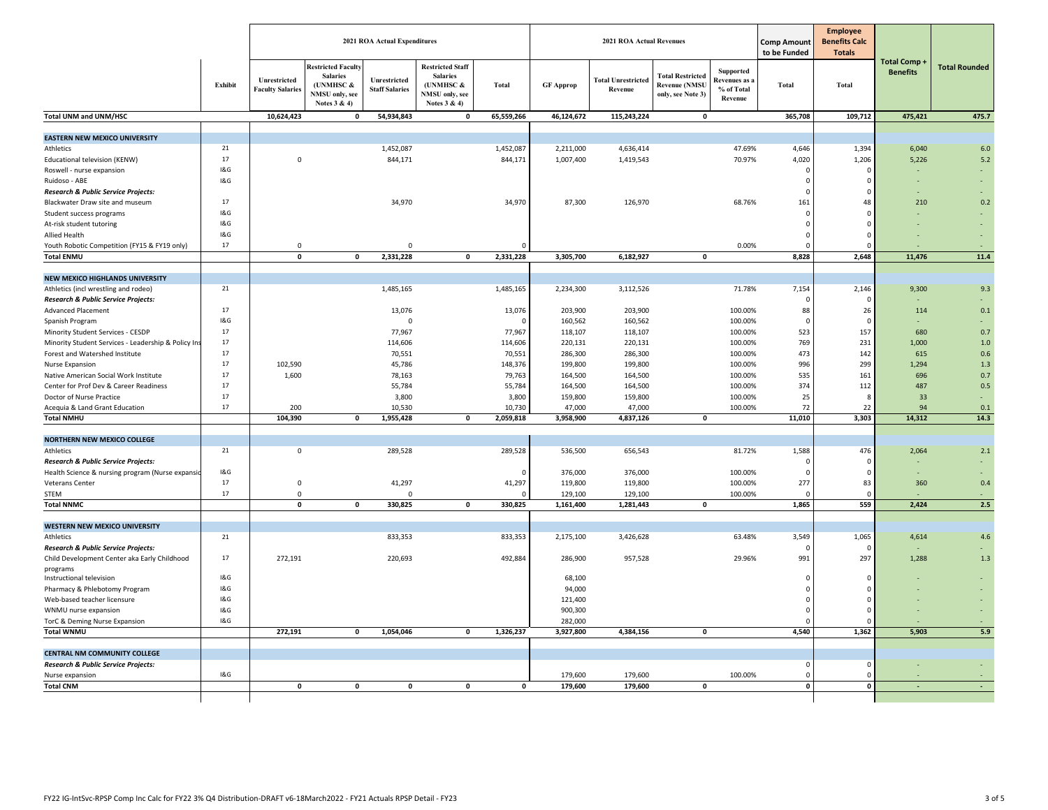| | Exhibit | 2021 ROA Actual Expenditures | | | | | 2021 ROA Actual Revenues | | | | Comp Amount to be Funded | Employee Benefits Calc Totals | Total Comp + Benefits | Total Rounded |
|---|---|---|---|---|---|---|---|---|---|---|---|---|---|---|
| | | Unrestricted Faculty Salaries | Restricted Faculty Salaries (UNMHSC & NMSU only, see Notes 3 & 4) | Unrestricted Staff Salaries | Restricted Staff Salaries (UNMHSC & NMSU only, see Notes 3 & 4) | Total | GF Approp | Total Unrestricted Revenue | Total Restricted Revenue (NMSU only, see Note 3) | Supported Revenues as a % of Total Revenue | Total | Total | | |
| **Total UNM and UNM/HSC** | | **10,624,423** | **0** | **54,934,843** | **0** | **65,559,266** | **46,124,672** | **115,243,224** | **0** | | **365,708** | **109,712** | **475,421** | **475.7** |
| | | | | | | | | | | | | | | |
| **EASTERN NEW MEXICO UNIVERSITY** | | | | | | | | | | | | | | |
| Athletics | 21 | | | 1,452,087 | | 1,452,087 | 2,211,000 | 4,636,414 | | 47.69% | 4,646 | 1,394 | 6,040 | 6.0 |
| Educational television (KENW) | 17 | 0 | | 844,171 | | 844,171 | 1,007,400 | 1,419,543 | | 70.97% | 4,020 | 1,206 | 5,226 | 5.2 |
| Roswell - nurse expansion | I&G | | | | | | | | | | 0 | 0 | - | - |
| Ruidoso - ABE | I&G | | | | | | | | | | 0 | 0 | - | - |
| ***Research & Public Service Projects:*** | | | | | | | | | | | 0 | 0 | - | - |
| Blackwater Draw site and museum | 17 | | | 34,970 | | 34,970 | 87,300 | 126,970 | | 68.76% | 161 | 48 | 210 | 0.2 |
| Student success programs | I&G | | | | | | | | | | 0 | 0 | - | - |
| At-risk student tutoring | I&G | | | | | | | | | | 0 | 0 | - | - |
| Allied Health | I&G | | | | | | | | | | 0 | 0 | - | - |
| Youth Robotic Competition (FY15 & FY19 only) | 17 | 0 | | 0 | | 0 | | | | 0.00% | 0 | 0 | - | - |
| **Total ENMU** | | **0** | **0** | **2,331,228** | **0** | **2,331,228** | **3,305,700** | **6,182,927** | **0** | | **8,828** | **2,648** | **11,476** | **11.4** |
| | | | | | | | | | | | | | | |
| **NEW MEXICO HIGHLANDS UNIVERSITY** | | | | | | | | | | | | | | |
| Athletics (incl wrestling and rodeo) | 21 | | | 1,485,165 | | 1,485,165 | 2,234,300 | 3,112,526 | | 71.78% | 7,154 | 2,146 | 9,300 | 9.3 |
| ***Research & Public Service Projects:*** | | | | | | | | | | | 0 | 0 | - | - |
| Advanced Placement | 17 | | | 13,076 | | 13,076 | 203,900 | 203,900 | | 100.00% | 88 | 26 | 114 | 0.1 |
| Spanish Program | I&G | | | 0 | | 0 | 160,562 | 160,562 | | 100.00% | 0 | 0 | - | - |
| Minority Student Services - CESDP | 17 | | | 77,967 | | 77,967 | 118,107 | 118,107 | | 100.00% | 523 | 157 | 680 | 0.7 |
| Minority Student Services - Leadership & Policy Ins | 17 | | | 114,606 | | 114,606 | 220,131 | 220,131 | | 100.00% | 769 | 231 | 1,000 | 1.0 |
| Forest and Watershed Institute | 17 | | | 70,551 | | 70,551 | 286,300 | 286,300 | | 100.00% | 473 | 142 | 615 | 0.6 |
| Nurse Expansion | 17 | 102,590 | | 45,786 | | 148,376 | 199,800 | 199,800 | | 100.00% | 996 | 299 | 1,294 | 1.3 |
| Native American Social Work Institute | 17 | 1,600 | | 78,163 | | 79,763 | 164,500 | 164,500 | | 100.00% | 535 | 161 | 696 | 0.7 |
| Center for Prof Dev & Career Readiness | 17 | | | 55,784 | | 55,784 | 164,500 | 164,500 | | 100.00% | 374 | 112 | 487 | 0.5 |
| Doctor of Nurse Practice | 17 | | | 3,800 | | 3,800 | 159,800 | 159,800 | | 100.00% | 25 | 8 | 33 | - |
| Acequia & Land Grant Education | 17 | 200 | | 10,530 | | 10,730 | 47,000 | 47,000 | | 100.00% | 72 | 22 | 94 | 0.1 |
| **Total NMHU** | | **104,390** | **0** | **1,955,428** | **0** | **2,059,818** | **3,958,900** | **4,837,126** | **0** | | **11,010** | **3,303** | **14,312** | **14.3** |
| | | | | | | | | | | | | | | |
| **NORTHERN NEW MEXICO COLLEGE** | | | | | | | | | | | | | | |
| Athletics | 21 | 0 | | 289,528 | | 289,528 | 536,500 | 656,543 | | 81.72% | 1,588 | 476 | 2,064 | 2.1 |
| ***Research & Public Service Projects:*** | | | | | | | | | | | 0 | 0 | - | - |
| Health Science & nursing program (Nurse expansio | I&G | | | | | 0 | 376,000 | 376,000 | | 100.00% | 0 | 0 | - | - |
| Veterans Center | 17 | 0 | | 41,297 | | 41,297 | 119,800 | 119,800 | | 100.00% | 277 | 83 | 360 | 0.4 |
| STEM | 17 | 0 | | 0 | | 0 | 129,100 | 129,100 | | 100.00% | 0 | 0 | - | - |
| **Total NNMC** | | **0** | **0** | **330,825** | **0** | **330,825** | **1,161,400** | **1,281,443** | **0** | | **1,865** | **559** | **2,424** | **2.5** |
| | | | | | | | | | | | | | | |
| **WESTERN NEW MEXICO UNIVERSITY** | | | | | | | | | | | | | | |
| Athletics | 21 | | | 833,353 | | 833,353 | 2,175,100 | 3,426,628 | | 63.48% | 3,549 | 1,065 | 4,614 | 4.6 |
| ***Research & Public Service Projects:*** | | | | | | | | | | | 0 | 0 | - | - |
| Child Development Center aka Early Childhood programs | 17 | 272,191 | | 220,693 | | 492,884 | 286,900 | 957,528 | | 29.96% | 991 | 297 | 1,288 | 1.3 |
| Instructional television | I&G | | | | | | 68,100 | | | | 0 | 0 | - | - |
| Pharmacy & Phlebotomy Program | I&G | | | | | | 94,000 | | | | 0 | 0 | - | - |
| Web-based teacher licensure | I&G | | | | | | 121,400 | | | | 0 | 0 | - | - |
| WNMU nurse expansion | I&G | | | | | | 900,300 | | | | 0 | 0 | - | - |
| TorC & Deming Nurse Expansion | I&G | | | | | | 282,000 | | | | 0 | 0 | - | - |
| **Total WNMU** | | **272,191** | **0** | **1,054,046** | **0** | **1,326,237** | **3,927,800** | **4,384,156** | **0** | | **4,540** | **1,362** | **5,903** | **5.9** |
| | | | | | | | | | | | | | | |
| **CENTRAL NM COMMUNITY COLLEGE** | | | | | | | | | | | | | | |
| ***Research & Public Service Projects:*** | | | | | | | | | | | 0 | 0 | - | - |
| Nurse expansion | I&G | | | | | | 179,600 | 179,600 | | 100.00% | 0 | 0 | - | - |
| **Total CNM** | | **0** | **0** | **0** | **0** | **0** | **179,600** | **179,600** | **0** | | **0** | **0** | **-** | **-** |

FY22 IG-IntSvc-RPSP Comp Inc Calc for FY22 3% Q4 Distribution-DRAFT v6-18March2022 - FY21 Actuals RPSP Detail - FY23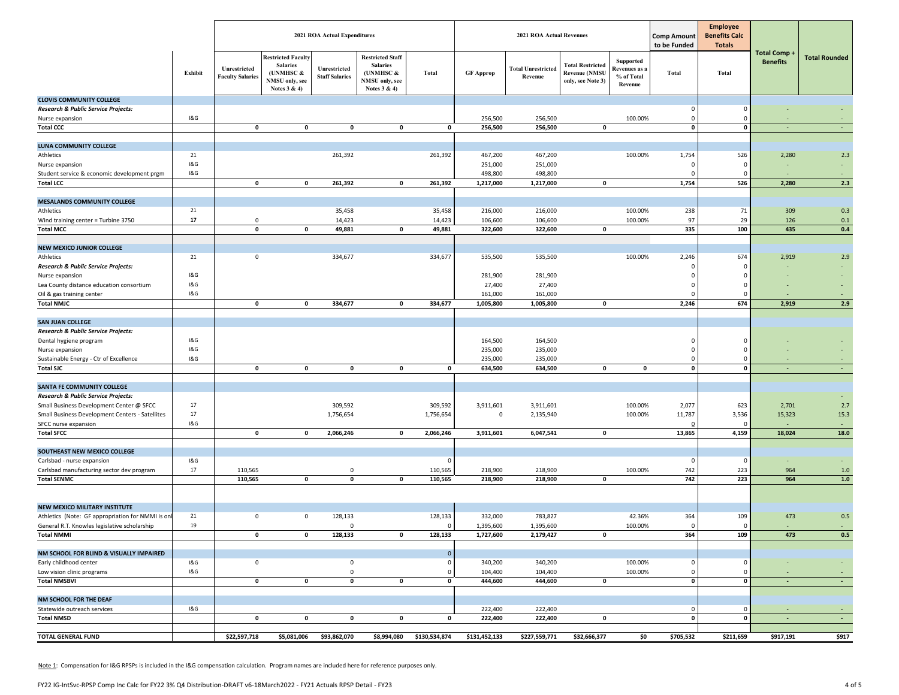| | Exhibit | 2021 ROA Actual Expenditures | | | | | 2021 ROA Actual Revenues | | | | Comp Amount to be Funded | Employee Benefits Calc Totals | Total Comp + Benefits | Total Rounded |
|---|---|---|---|---|---|---|---|---|---|---|---|---|---|---|
| | | Unrestricted Faculty Salaries | Restricted Faculty Salaries (UNMHSC & NMSU only, see Notes 3 & 4) | Unrestricted Staff Salaries | Restricted Staff Salaries (UNMHSC & NMSU only, see Notes 3 & 4) | Total | GF Approp | Total Unrestricted Revenue | Total Restricted Revenue (NMSU only, see Note 3) | Supported Revenues as a % of Total Revenue | Total | Total | | |
| **CLOVIS COMMUNITY COLLEGE** | | | | | | | | | | | | | | |
| ***Research & Public Service Projects:*** | | | | | | | | | | | 0 | 0 | - | - |
| Nurse expansion | I&G | | | | | | 256,500 | 256,500 | | 100.00% | 0 | 0 | - | - |
| **Total CCC** | | **0** | **0** | **0** | **0** | **0** | **256,500** | **256,500** | **0** | | **0** | **0** | **-** | **-** |
| **LUNA COMMUNITY COLLEGE** | | | | | | | | | | | | | | |
| Athletics | 21 | | | 261,392 | | 261,392 | 467,200 | 467,200 | | 100.00% | 1,754 | 526 | 2,280 | 2.3 |
| Nurse expansion | I&G | | | | | | 251,000 | 251,000 | | | 0 | 0 | - | - |
| Student service & economic development prgm | I&G | | | | | | 498,800 | 498,800 | | | 0 | 0 | - | - |
| **Total LCC** | | **0** | **0** | **261,392** | **0** | **261,392** | **1,217,000** | **1,217,000** | **0** | | **1,754** | **526** | **2,280** | **2.3** |
| **MESALANDS COMMUNITY COLLEGE** | | | | | | | | | | | | | | |
| Athletics | 21 | | | 35,458 | | 35,458 | 216,000 | 216,000 | | 100.00% | 238 | 71 | 309 | 0.3 |
| Wind training center = Turbine 3750 | 17 | 0 | | 14,423 | | 14,423 | 106,600 | 106,600 | | 100.00% | 97 | 29 | 126 | 0.1 |
| **Total MCC** | | **0** | **0** | **49,881** | **0** | **49,881** | **322,600** | **322,600** | **0** | | **335** | **100** | **435** | **0.4** |
| **NEW MEXICO JUNIOR COLLEGE** | | | | | | | | | | | | | | |
| Athletics | 21 | 0 | | 334,677 | | 334,677 | 535,500 | 535,500 | | 100.00% | 2,246 | 674 | 2,919 | 2.9 |
| ***Research & Public Service Projects:*** | | | | | | | | | | | 0 | 0 | - | - |
| Nurse expansion | I&G | | | | | | 281,900 | 281,900 | | | 0 | 0 | - | - |
| Lea County distance education consortium | I&G | | | | | | 27,400 | 27,400 | | | 0 | 0 | - | - |
| Oil & gas training center | I&G | | | | | | 161,000 | 161,000 | | | 0 | 0 | - | - |
| **Total NMJC** | | **0** | **0** | **334,677** | **0** | **334,677** | **1,005,800** | **1,005,800** | **0** | | **2,246** | **674** | **2,919** | **2.9** |
| **SAN JUAN COLLEGE** | | | | | | | | | | | | | | |
| ***Research & Public Service Projects:*** | | | | | | | | | | | | | | |
| Dental hygiene program | I&G | | | | | | 164,500 | 164,500 | | | 0 | 0 | - | - |
| Nurse expansion | I&G | | | | | | 235,000 | 235,000 | | | 0 | 0 | - | - |
| Sustainable Energy - Ctr of Excellence | I&G | | | | | | 235,000 | 235,000 | | | 0 | 0 | - | - |
| **Total SJC** | | **0** | **0** | **0** | **0** | **0** | **634,500** | **634,500** | **0** | **0** | **0** | **0** | **-** | **-** |
| **SANTA FE COMMUNITY COLLEGE** | | | | | | | | | | | | | | |
| ***Research & Public Service Projects:*** | | | | | | | | | | | | | | - |
| Small Business Development Center @ SFCC | 17 | | | 309,592 | | 309,592 | 3,911,601 | 3,911,601 | | 100.00% | 2,077 | 623 | 2,701 | 2.7 |
| Small Business Development Centers - Satellites | 17 | | | 1,756,654 | | 1,756,654 | 0 | 2,135,940 | | 100.00% | 11,787 | 3,536 | 15,323 | 15.3 |
| SFCC nurse expansion | I&G | | | | | | | | | | 0 | 0 | - | - |
| **Total SFCC** | | **0** | **0** | **2,066,246** | **0** | **2,066,246** | **3,911,601** | **6,047,541** | **0** | | **13,865** | **4,159** | **18,024** | **18.0** |
| **SOUTHEAST NEW MEXICO COLLEGE** | | | | | | | | | | | | | | |
| Carlsbad - nurse expansion | I&G | | | | | 0 | | | | | 0 | 0 | - | - |
| Carlsbad manufacturing sector dev program | 17 | 110,565 | | 0 | | 110,565 | 218,900 | 218,900 | | 100.00% | 742 | 223 | 964 | 1.0 |
| **Total SENMC** | | **110,565** | **0** | **0** | **0** | **110,565** | **218,900** | **218,900** | **0** | | **742** | **223** | **964** | **1.0** |
| **NEW MEXICO MILITARY INSTITUTE** | | | | | | | | | | | | | | |
| Athletics (Note: GF appropriation for NMMI is onl | 21 | 0 | 0 | 128,133 | | 128,133 | 332,000 | 783,827 | | 42.36% | 364 | 109 | 473 | 0.5 |
| General R.T. Knowles legislative scholarship | 19 | | | 0 | | 0 | 1,395,600 | 1,395,600 | | 100.00% | 0 | 0 | - | - |
| **Total NMMI** | | **0** | **0** | **128,133** | **0** | **128,133** | **1,727,600** | **2,179,427** | **0** | | **364** | **109** | **473** | **0.5** |
| **NM SCHOOL FOR BLIND & VISUALLY IMPAIRED** | | | | | | 0 | | | | | | | | |
| Early childhood center | I&G | 0 | | 0 | | 0 | 340,200 | 340,200 | | 100.00% | 0 | 0 | - | - |
| Low vision clinic programs | I&G | | | 0 | | 0 | 104,400 | 104,400 | | 100.00% | 0 | 0 | - | - |
| **Total NMSBVI** | | **0** | **0** | **0** | **0** | **0** | **444,600** | **444,600** | **0** | | **0** | **0** | **-** | **-** |
| **NM SCHOOL FOR THE DEAF** | | | | | | | | | | | | | | |
| Statewide outreach services | I&G | | | | | | 222,400 | 222,400 | | | 0 | 0 | - | - |
| **Total NMSD** | | **0** | **0** | **0** | **0** | **0** | **222,400** | **222,400** | **0** | | **0** | **0** | **-** | **-** |
| **TOTAL GENERAL FUND** | | **$22,597,718** | **$5,081,006** | **$93,862,070** | **$8,994,080** | **$130,534,874** | **$131,452,133** | **$227,559,771** | **$32,666,377** | **$0** | **$705,532** | **$211,659** | **$917,191** | **$917** |

Note 1: Compensation for I&G RPSPs is included in the I&G compensation calculation. Program names are included here for reference purposes only.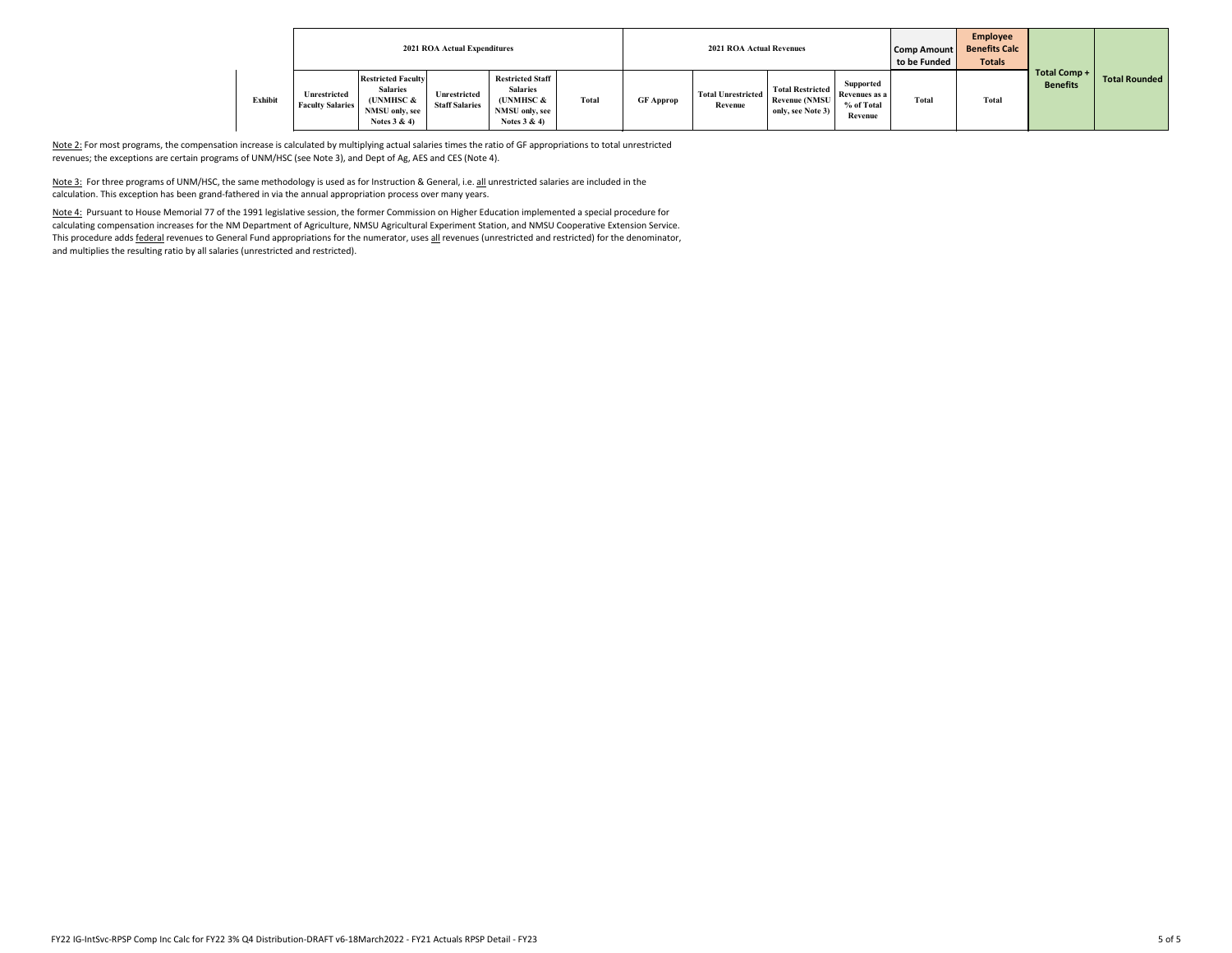| Exhibit | 2021 ROA Actual Expenditures | | | | | 2021 ROA Actual Revenues | | | | Comp Amount to be Funded | Employee Benefits Calc Totals | Total Comp + Benefits | Total Rounded |
|---|---|---|---|---|---|---|---|---|---|---|---|---|---|
| | Unrestricted Faculty Salaries | Restricted Faculty Salaries (UNMHSC & NMSU only, see Notes 3 & 4) | Unrestricted Staff Salaries | Restricted Staff Salaries (UNMHSC & NMSU only, see Notes 3 & 4) | Total | GF Approp | Total Unrestricted Revenue | Total Restricted Revenue (NMSU only, see Note 3) | Supported Revenues as a % of Total Revenue | Total | Total | | |

Note 2: For most programs, the compensation increase is calculated by multiplying actual salaries times the ratio of GF appropriations to total unrestricted revenues; the exceptions are certain programs of UNM/HSC (see Note 3), and Dept of Ag, AES and CES (Note 4).

Note 3: For three programs of UNM/HSC, the same methodology is used as for Instruction & General, i.e. all unrestricted salaries are included in the calculation. This exception has been grand-fathered in via the annual appropriation process over many years.

Note 4: Pursuant to House Memorial 77 of the 1991 legislative session, the former Commission on Higher Education implemented a special procedure for calculating compensation increases for the NM Department of Agriculture, NMSU Agricultural Experiment Station, and NMSU Cooperative Extension Service. This procedure adds federal revenues to General Fund appropriations for the numerator, uses all revenues (unrestricted and restricted) for the denominator, and multiplies the resulting ratio by all salaries (unrestricted and restricted).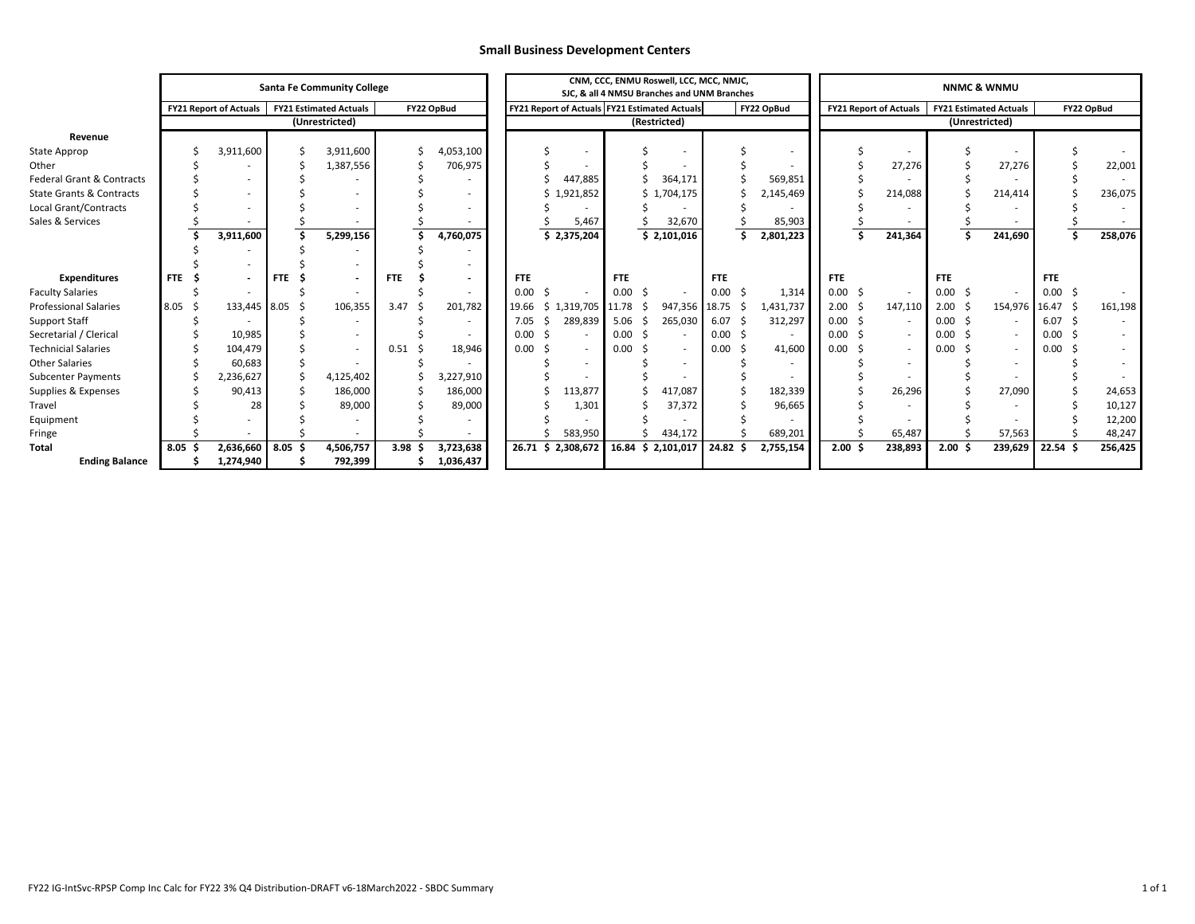## Small Business Development Centers

| | Santa Fe Community College | | | | | | CNM, CCC, ENMU Roswell, LCC, MCC, NMJC, SJC, & all 4 NMSU Branches and UNM Branches | | | | | | NNMC & WNMU | | | | | |
|---|---|---|---|---|---|---|---|---|---|---|---|---|---|---|---|---|---|---|
| | FY21 Report of Actuals | | FY21 Estimated Actuals | | FY22 OpBud | | FY21 Report of Actuals | | FY21 Estimated Actuals | | FY22 OpBud | | FY21 Report of Actuals | | FY21 Estimated Actuals | | FY22 OpBud | |
| | (Unrestricted) | | | | | | (Restricted) | | | | | | (Unrestricted) | | | | | |
| **Revenue** | | | | | | | | | | | | | | | | | | |
| State Approp | | $ 3,911,600 | | $ 3,911,600 | | $ 4,053,100 | | $ - | | $ - | | $ - | | $ - | | $ - | | $ - |
| Other | | $ - | | $ 1,387,556 | | $ 706,975 | | $ - | | $ - | | $ - | | $ 27,276 | | $ 27,276 | | $ 22,001 |
| Federal Grant & Contracts | | $ - | | $ - | | $ - | | $ 447,885 | | $ 364,171 | | $ 569,851 | | $ - | | $ - | | $ - |
| State Grants & Contracts | | $ - | | $ - | | $ - | | $ 1,921,852 | | $ 1,704,175 | | $ 2,145,469 | | $ 214,088 | | $ 214,414 | | $ 236,075 |
| Local Grant/Contracts | | $ - | | $ - | | $ - | | $ - | | $ - | | $ - | | $ - | | $ - | | $ - |
| Sales & Services | | $ - | | $ - | | $ - | | $ 5,467 | | $ 32,670 | | $ 85,903 | | $ - | | $ - | | $ - |
| | | **$ 3,911,600** | | **$ 5,299,156** | | **$ 4,760,075** | | **$ 2,375,204** | | **$ 2,101,016** | | **$ 2,801,223** | | **$ 241,364** | | **$ 241,690** | | **$ 258,076** |
| | | $ - | | $ - | | $ - | | | | | | | | | | | | |
| | | $ - | | $ - | | $ - | | | | | | | | | | | | |
| **Expenditures** | **FTE** | **$ -** | **FTE** | **$ -** | **FTE** | **$ -** | **FTE** | | **FTE** | | **FTE** | | **FTE** | | **FTE** | | **FTE** | |
| Faculty Salaries | | $ - | | $ - | | $ - | 0.00 | $ - | 0.00 | $ - | 0.00 | $ 1,314 | 0.00 | $ - | 0.00 | $ - | 0.00 | $ - |
| Professional Salaries | 8.05 | $ 133,445 | 8.05 | $ 106,355 | 3.47 | $ 201,782 | 19.66 | $ 1,319,705 | 11.78 | $ 947,356 | 18.75 | $ 1,431,737 | 2.00 | $ 147,110 | 2.00 | $ 154,976 | 16.47 | $ 161,198 |
| Support Staff | | $ - | | $ - | | $ - | 7.05 | $ 289,839 | 5.06 | $ 265,030 | 6.07 | $ 312,297 | 0.00 | $ - | 0.00 | $ - | 6.07 | $ - |
| Secretarial / Clerical | | $ 10,985 | | $ - | | $ - | 0.00 | $ - | 0.00 | $ - | 0.00 | $ - | 0.00 | $ - | 0.00 | $ - | 0.00 | $ - |
| Technicial Salaries | | $ 104,479 | | $ - | 0.51 | $ 18,946 | 0.00 | $ - | 0.00 | $ - | 0.00 | $ 41,600 | 0.00 | $ - | 0.00 | $ - | 0.00 | $ - |
| Other Salaries | | $ 60,683 | | $ - | | $ - | | $ - | | $ - | | $ - | | $ - | | $ - | | $ - |
| Subcenter Payments | | $ 2,236,627 | | $ 4,125,402 | | $ 3,227,910 | | $ - | | $ - | | $ - | | $ - | | $ - | | $ - |
| Supplies & Expenses | | $ 90,413 | | $ 186,000 | | $ 186,000 | | $ 113,877 | | $ 417,087 | | $ 182,339 | | $ 26,296 | | $ 27,090 | | $ 24,653 |
| Travel | | $ 28 | | $ 89,000 | | $ 89,000 | | $ 1,301 | | $ 37,372 | | $ 96,665 | | $ - | | $ - | | $ 10,127 |
| Equipment | | $ - | | $ - | | $ - | | $ - | | $ - | | $ - | | $ - | | $ - | | $ 12,200 |
| Fringe | | $ - | | $ - | | $ - | | $ 583,950 | | $ 434,172 | | $ 689,201 | | $ 65,487 | | $ 57,563 | | $ 48,247 |
| **Total** | **8.05** | **$ 2,636,660** | **8.05** | **$ 4,506,757** | **3.98** | **$ 3,723,638** | **26.71** | **$ 2,308,672** | **16.84** | **$ 2,101,017** | **24.82** | **$ 2,755,154** | **2.00** | **$ 238,893** | **2.00** | **$ 239,629** | **22.54** | **$ 256,425** |
| **Ending Balance** | | **$ 1,274,940** | | **$ 792,399** | | **$ 1,036,437** | | | | | | | | | | | | |

FY22 IG-IntSvc-RPSP Comp Inc Calc for FY22 3% Q4 Distribution-DRAFT v6-18March2022 - SBDC Summary